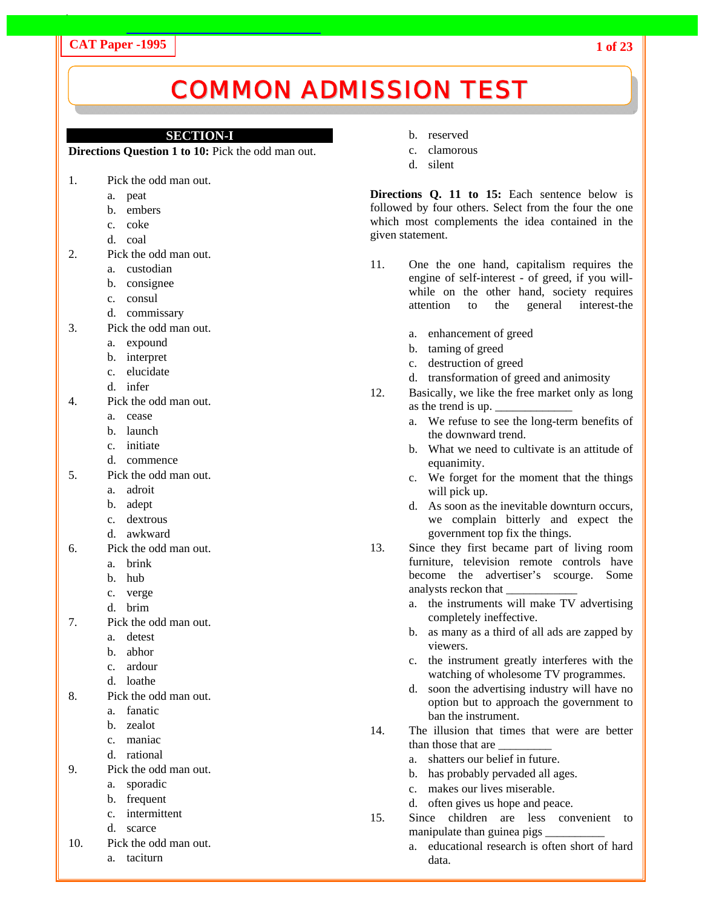# COMMON ADMISSION TEST

## SECTION-I

**Directions Question 1 to 10:** Pick the odd man out.

1. Pick the odd man out.
   a. peat
   b. embers
   c. coke
   d. coal
2. Pick the odd man out.
   a. custodian
   b. consignee
   c. consul
   d. commissary
3. Pick the odd man out.
   a. expound
   b. interpret
   c. elucidate
   d. infer
4. Pick the odd man out.
   a. cease
   b. launch
   c. initiate
   d. commence
5. Pick the odd man out.
   a. adroit
   b. adept
   c. dextrous
   d. awkward
6. Pick the odd man out.
   a. brink
   b. hub
   c. verge
   d. brim
7. Pick the odd man out.
   a. detest
   b. abhor
   c. ardour
   d. loathe
8. Pick the odd man out.
   a. fanatic
   b. zealot
   c. maniac
   d. rational
9. Pick the odd man out.
   a. sporadic
   b. frequent
   c. intermittent
   d. scarce
10. Pick the odd man out.
    a. taciturn
    b. reserved
    c. clamorous
    d. silent

**Directions Q. 11 to 15:** Each sentence below is followed by four others. Select from the four the one which most complements the idea contained in the given statement.

11. One the one hand, capitalism requires the engine of self-interest - of greed, if you will- while on the other hand, society requires attention to the general interest-the
    a. enhancement of greed
    b. taming of greed
    c. destruction of greed
    d. transformation of greed and animosity
12. Basically, we like the free market only as long as the trend is up. _____________
    a. We refuse to see the long-term benefits of the downward trend.
    b. What we need to cultivate is an attitude of equanimity.
    c. We forget for the moment that the things will pick up.
    d. As soon as the inevitable downturn occurs, we complain bitterly and expect the government top fix the things.
13. Since they first became part of living room furniture, television remote controls have become the advertiser's scourge. Some analysts reckon that ____________
    a. the instruments will make TV advertising completely ineffective.
    b. as many as a third of all ads are zapped by viewers.
    c. the instrument greatly interferes with the watching of wholesome TV programmes.
    d. soon the advertising industry will have no option but to approach the government to ban the instrument.
14. The illusion that times that were are better than those that are _________
    a. shatters our belief in future.
    b. has probably pervaded all ages.
    c. makes our lives miserable.
    d. often gives us hope and peace.
15. Since children are less convenient to manipulate than guinea pigs __________
    a. educational research is often short of hard data.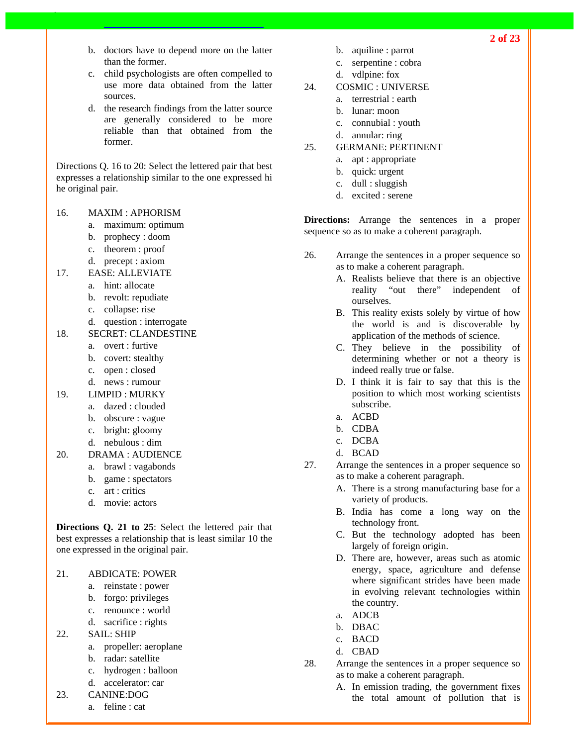b. doctors have to depend more on the latter than the former.

c. child psychologists are often compelled to use more data obtained from the latter sources.

d. the research findings from the latter source are generally considered to be more reliable than that obtained from the former.

Directions Q. 16 to 20: Select the lettered pair that best expresses a relationship similar to the one expressed hi he original pair.

16. MAXIM : APHORISM
   a. maximum: optimum
   b. prophecy : doom
   c. theorem : proof
   d. precept : axiom

17. EASE: ALLEVIATE
   a. hint: allocate
   b. revolt: repudiate
   c. collapse: rise
   d. question : interrogate

18. SECRET: CLANDESTINE
   a. overt : furtive
   b. covert: stealthy
   c. open : closed
   d. news : rumour

19. LIMPID : MURKY
   a. dazed : clouded
   b. obscure : vague
   c. bright: gloomy
   d. nebulous : dim

20. DRAMA : AUDIENCE
   a. brawl : vagabonds
   b. game : spectators
   c. art : critics
   d. movie: actors

**Directions Q. 21 to 25**: Select the lettered pair that best expresses a relationship that is least similar 10 the one expressed in the original pair.

21. ABDICATE: POWER
   a. reinstate : power
   b. forgo: privileges
   c. renounce : world
   d. sacrifice : rights

22. SAIL: SHIP
   a. propeller: aeroplane
   b. radar: satellite
   c. hydrogen : balloon
   d. accelerator: car

23. CANINE:DOG
   a. feline : cat
   b. aquiline : parrot
   c. serpentine : cobra
   d. vdlpine: fox

24. COSMIC : UNIVERSE
   a. terrestrial : earth
   b. lunar: moon
   c. connubial : youth
   d. annular: ring

25. GERMANE: PERTINENT
   a. apt : appropriate
   b. quick: urgent
   c. dull : sluggish
   d. excited : serene

**Directions:** Arrange the sentences in a proper sequence so as to make a coherent paragraph.

26. Arrange the sentences in a proper sequence so as to make a coherent paragraph.
   A. Realists believe that there is an objective reality "out there" independent of ourselves.
   B. This reality exists solely by virtue of how the world is and is discoverable by application of the methods of science.
   C. They believe in the possibility of determining whether or not a theory is indeed really true or false.
   D. I think it is fair to say that this is the position to which most working scientists subscribe.
   a. ACBD
   b. CDBA
   c. DCBA
   d. BCAD

27. Arrange the sentences in a proper sequence so as to make a coherent paragraph.
   A. There is a strong manufacturing base for a variety of products.
   B. India has come a long way on the technology front.
   C. But the technology adopted has been largely of foreign origin.
   D. There are, however, areas such as atomic energy, space, agriculture and defense where significant strides have been made in evolving relevant technologies within the country.
   a. ADCB
   b. DBAC
   c. BACD
   d. CBAD

28. Arrange the sentences in a proper sequence so as to make a coherent paragraph.
   A. In emission trading, the government fixes the total amount of pollution that is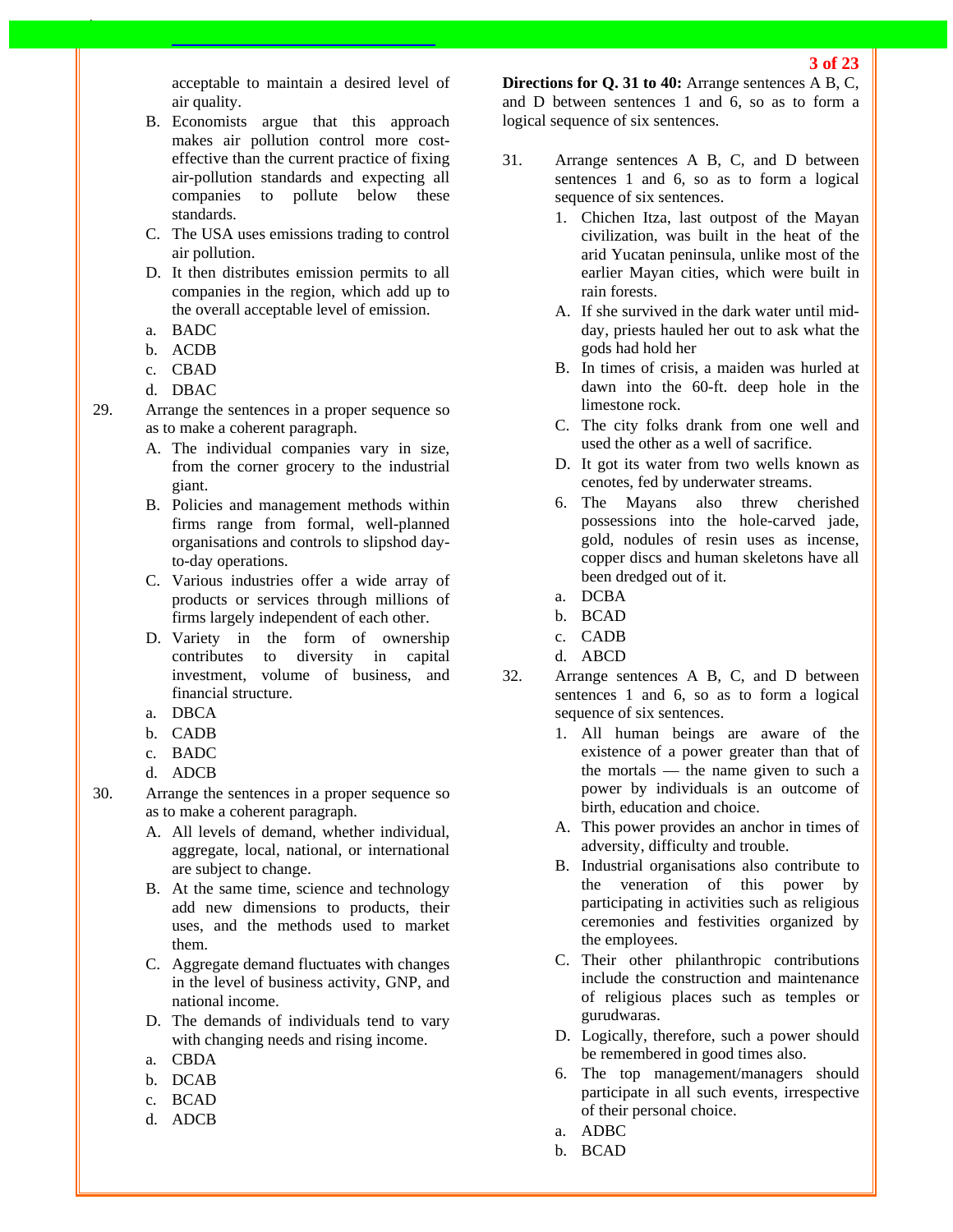acceptable to maintain a desired level of air quality.

B. Economists argue that this approach makes air pollution control more cost-effective than the current practice of fixing air-pollution standards and expecting all companies to pollute below these standards.

C. The USA uses emissions trading to control air pollution.

D. It then distributes emission permits to all companies in the region, which add up to the overall acceptable level of emission.

a. BADC
b. ACDB
c. CBAD
d. DBAC

29. Arrange the sentences in a proper sequence so as to make a coherent paragraph.

A. The individual companies vary in size, from the corner grocery to the industrial giant.

B. Policies and management methods within firms range from formal, well-planned organisations and controls to slipshod day-to-day operations.

C. Various industries offer a wide array of products or services through millions of firms largely independent of each other.

D. Variety in the form of ownership contributes to diversity in capital investment, volume of business, and financial structure.

a. DBCA
b. CADB
c. BADC
d. ADCB

30. Arrange the sentences in a proper sequence so as to make a coherent paragraph.

A. All levels of demand, whether individual, aggregate, local, national, or international are subject to change.

B. At the same time, science and technology add new dimensions to products, their uses, and the methods used to market them.

C. Aggregate demand fluctuates with changes in the level of business activity, GNP, and national income.

D. The demands of individuals tend to vary with changing needs and rising income.

a. CBDA
b. DCAB
c. BCAD
d. ADCB

**Directions for Q. 31 to 40:** Arrange sentences A B, C, and D between sentences 1 and 6, so as to form a logical sequence of six sentences.

31. Arrange sentences A B, C, and D between sentences 1 and 6, so as to form a logical sequence of six sentences.

1. Chichen Itza, last outpost of the Mayan civilization, was built in the heat of the arid Yucatan peninsula, unlike most of the earlier Mayan cities, which were built in rain forests.

A. If she survived in the dark water until mid-day, priests hauled her out to ask what the gods had hold her

B. In times of crisis, a maiden was hurled at dawn into the 60-ft. deep hole in the limestone rock.

C. The city folks drank from one well and used the other as a well of sacrifice.

D. It got its water from two wells known as cenotes, fed by underwater streams.

6. The Mayans also threw cherished possessions into the hole-carved jade, gold, nodules of resin uses as incense, copper discs and human skeletons have all been dredged out of it.

a. DCBA
b. BCAD
c. CADB
d. ABCD

32. Arrange sentences A B, C, and D between sentences 1 and 6, so as to form a logical sequence of six sentences.

1. All human beings are aware of the existence of a power greater than that of the mortals — the name given to such a power by individuals is an outcome of birth, education and choice.

A. This power provides an anchor in times of adversity, difficulty and trouble.

B. Industrial organisations also contribute to the veneration of this power by participating in activities such as religious ceremonies and festivities organized by the employees.

C. Their other philanthropic contributions include the construction and maintenance of religious places such as temples or gurudwaras.

D. Logically, therefore, such a power should be remembered in good times also.

6. The top management/managers should participate in all such events, irrespective of their personal choice.

a. ADBC
b. BCAD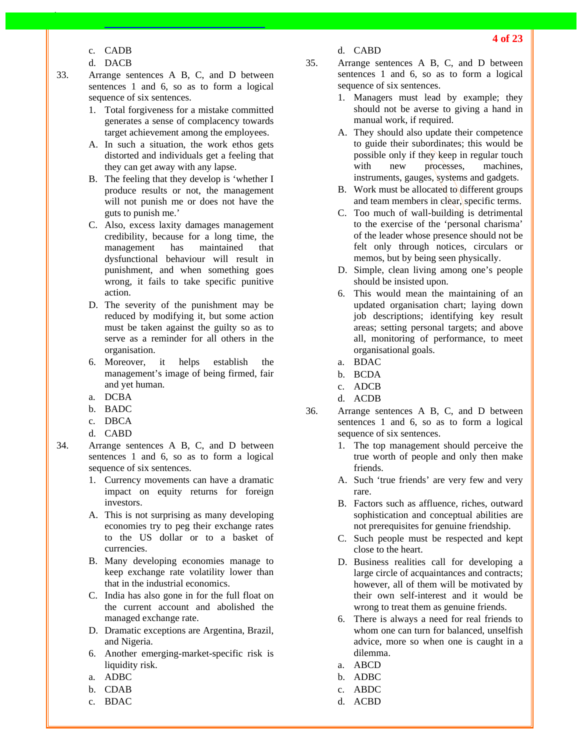c. CADB
d. DACB

33. Arrange sentences A B, C, and D between sentences 1 and 6, so as to form a logical sequence of six sentences.

1. Total forgiveness for a mistake committed generates a sense of complacency towards target achievement among the employees.

A. In such a situation, the work ethos gets distorted and individuals get a feeling that they can get away with any lapse.

B. The feeling that they develop is 'whether I produce results or not, the management will not punish me or does not have the guts to punish me.'

C. Also, excess laxity damages management credibility, because for a long time, the management has maintained that dysfunctional behaviour will result in punishment, and when something goes wrong, it fails to take specific punitive action.

D. The severity of the punishment may be reduced by modifying it, but some action must be taken against the guilty so as to serve as a reminder for all others in the organisation.

6. Moreover, it helps establish the management's image of being firmed, fair and yet human.

a. DCBA
b. BADC
c. DBCA
d. CABD

34. Arrange sentences A B, C, and D between sentences 1 and 6, so as to form a logical sequence of six sentences.

1. Currency movements can have a dramatic impact on equity returns for foreign investors.

A. This is not surprising as many developing economies try to peg their exchange rates to the US dollar or to a basket of currencies.

B. Many developing economies manage to keep exchange rate volatility lower than that in the industrial economics.

C. India has also gone in for the full float on the current account and abolished the managed exchange rate.

D. Dramatic exceptions are Argentina, Brazil, and Nigeria.

6. Another emerging-market-specific risk is liquidity risk.

a. ADBC
b. CDAB
c. BDAC
d. CABD

35. Arrange sentences A B, C, and D between sentences 1 and 6, so as to form a logical sequence of six sentences.

1. Managers must lead by example; they should not be averse to giving a hand in manual work, if required.

A. They should also update their competence to guide their subordinates; this would be possible only if they keep in regular touch with new processes, machines, instruments, gauges, systems and gadgets.

B. Work must be allocated to different groups and team members in clear, specific terms.

C. Too much of wall-building is detrimental to the exercise of the 'personal charisma' of the leader whose presence should not be felt only through notices, circulars or memos, but by being seen physically.

D. Simple, clean living among one's people should be insisted upon.

6. This would mean the maintaining of an updated organisation chart; laying down job descriptions; identifying key result areas; setting personal targets; and above all, monitoring of performance, to meet organisational goals.

a. BDAC
b. BCDA
c. ADCB
d. ACDB

36. Arrange sentences A B, C, and D between sentences 1 and 6, so as to form a logical sequence of six sentences.

1. The top management should perceive the true worth of people and only then make friends.

A. Such 'true friends' are very few and very rare.

B. Factors such as affluence, riches, outward sophistication and conceptual abilities are not prerequisites for genuine friendship.

C. Such people must be respected and kept close to the heart.

D. Business realities call for developing a large circle of acquaintances and contracts; however, all of them will be motivated by their own self-interest and it would be wrong to treat them as genuine friends.

6. There is always a need for real friends to whom one can turn for balanced, unselfish advice, more so when one is caught in a dilemma.

a. ABCD
b. ADBC
c. ABDC
d. ACBD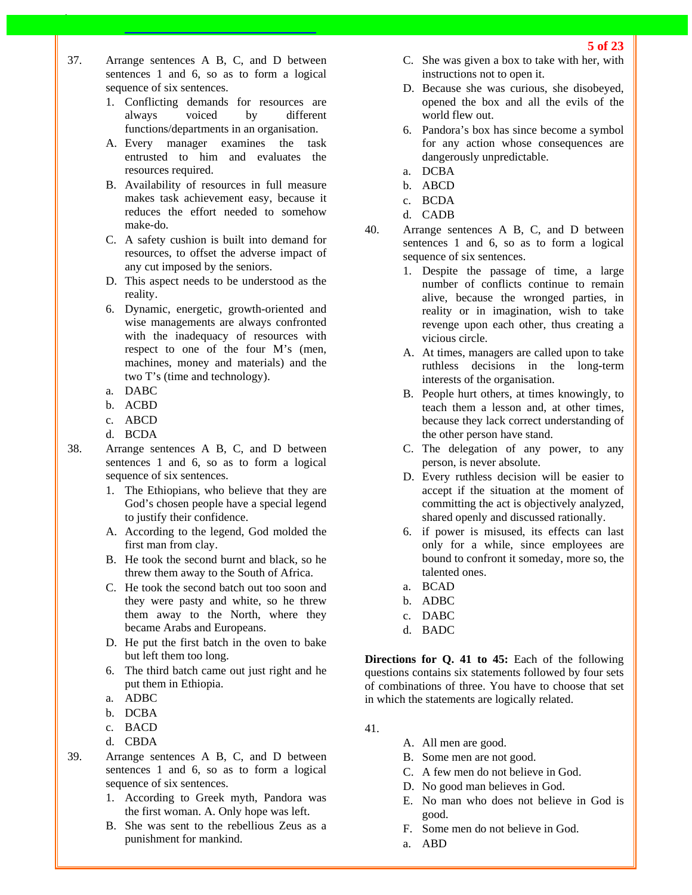37. Arrange sentences A B, C, and D between sentences 1 and 6, so as to form a logical sequence of six sentences.
    1. Conflicting demands for resources are always voiced by different functions/departments in an organisation.
    A. Every manager examines the task entrusted to him and evaluates the resources required.
    B. Availability of resources in full measure makes task achievement easy, because it reduces the effort needed to somehow make-do.
    C. A safety cushion is built into demand for resources, to offset the adverse impact of any cut imposed by the seniors.
    D. This aspect needs to be understood as the reality.
    6. Dynamic, energetic, growth-oriented and wise managements are always confronted with the inadequacy of resources with respect to one of the four M's (men, machines, money and materials) and the two T's (time and technology).
    a. DABC
    b. ACBD
    c. ABCD
    d. BCDA

38. Arrange sentences A B, C, and D between sentences 1 and 6, so as to form a logical sequence of six sentences.
    1. The Ethiopians, who believe that they are God's chosen people have a special legend to justify their confidence.
    A. According to the legend, God molded the first man from clay.
    B. He took the second burnt and black, so he threw them away to the South of Africa.
    C. He took the second batch out too soon and they were pasty and white, so he threw them away to the North, where they became Arabs and Europeans.
    D. He put the first batch in the oven to bake but left them too long.
    6. The third batch came out just right and he put them in Ethiopia.
    a. ADBC
    b. DCBA
    c. BACD
    d. CBDA

39. Arrange sentences A B, C, and D between sentences 1 and 6, so as to form a logical sequence of six sentences.
    1. According to Greek myth, Pandora was the first woman. A. Only hope was left.
    B. She was sent to the rebellious Zeus as a punishment for mankind.
    C. She was given a box to take with her, with instructions not to open it.
    D. Because she was curious, she disobeyed, opened the box and all the evils of the world flew out.
    6. Pandora's box has since become a symbol for any action whose consequences are dangerously unpredictable.
    a. DCBA
    b. ABCD
    c. BCDA
    d. CADB

40. Arrange sentences A B, C, and D between sentences 1 and 6, so as to form a logical sequence of six sentences.
    1. Despite the passage of time, a large number of conflicts continue to remain alive, because the wronged parties, in reality or in imagination, wish to take revenge upon each other, thus creating a vicious circle.
    A. At times, managers are called upon to take ruthless decisions in the long-term interests of the organisation.
    B. People hurt others, at times knowingly, to teach them a lesson and, at other times, because they lack correct understanding of the other person have stand.
    C. The delegation of any power, to any person, is never absolute.
    D. Every ruthless decision will be easier to accept if the situation at the moment of committing the act is objectively analyzed, shared openly and discussed rationally.
    6. if power is misused, its effects can last only for a while, since employees are bound to confront it someday, more so, the talented ones.
    a. BCAD
    b. ADBC
    c. DABC
    d. BADC

**Directions for Q. 41 to 45:** Each of the following questions contains six statements followed by four sets of combinations of three. You have to choose that set in which the statements are logically related.

41.
    A. All men are good.
    B. Some men are not good.
    C. A few men do not believe in God.
    D. No good man believes in God.
    E. No man who does not believe in God is good.
    F. Some men do not believe in God.
    a. ABD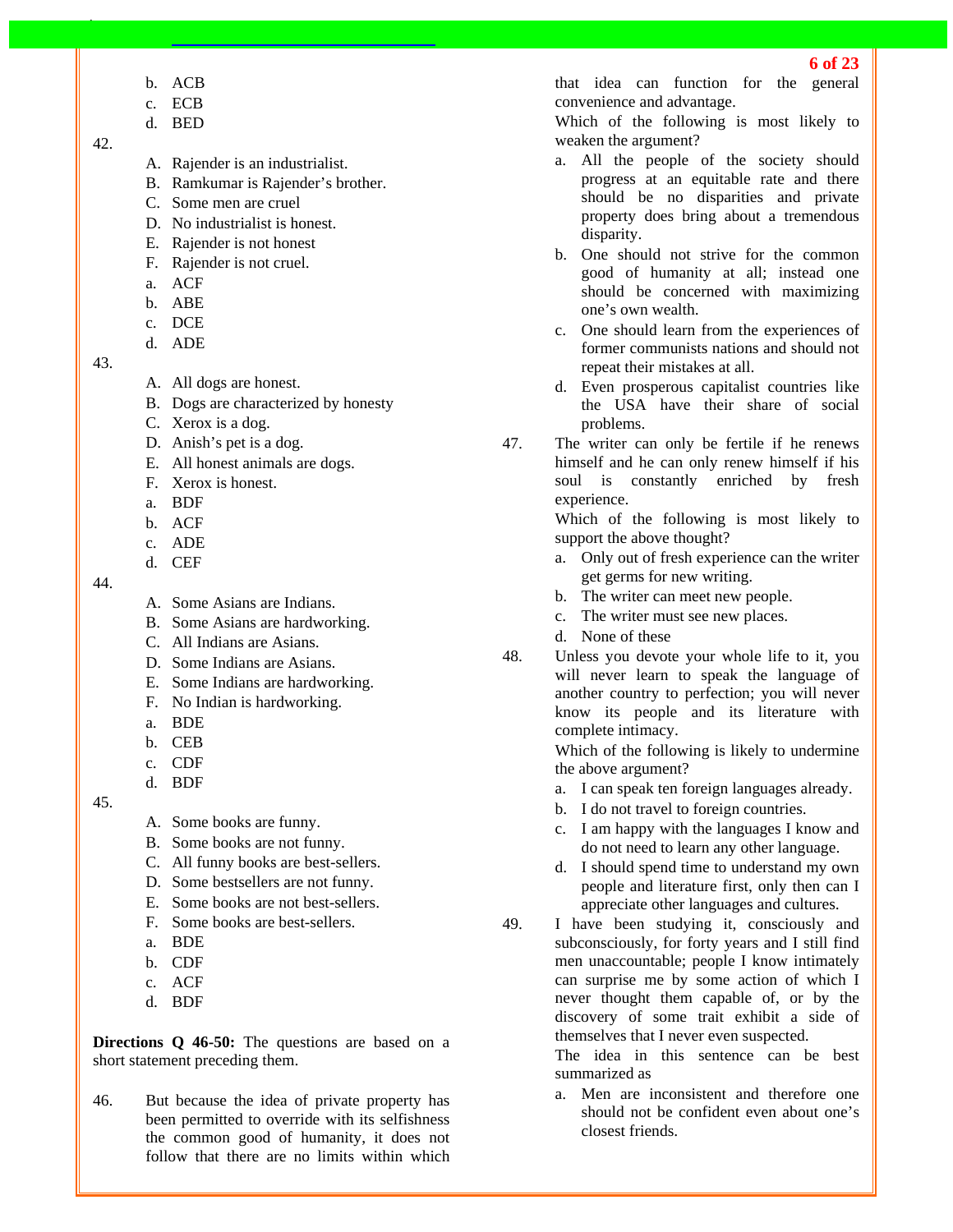b. ACB
c. ECB
d. BED

42.

A. Rajender is an industrialist.
B. Ramkumar is Rajender's brother.
C. Some men are cruel
D. No industrialist is honest.
E. Rajender is not honest
F. Rajender is not cruel.

a. ACF
b. ABE
c. DCE
d. ADE

43.

A. All dogs are honest.
B. Dogs are characterized by honesty
C. Xerox is a dog.
D. Anish's pet is a dog.
E. All honest animals are dogs.
F. Xerox is honest.

a. BDF
b. ACF
c. ADE
d. CEF

44.

A. Some Asians are Indians.
B. Some Asians are hardworking.
C. All Indians are Asians.
D. Some Indians are Asians.
E. Some Indians are hardworking.
F. No Indian is hardworking.

a. BDE
b. CEB
c. CDF
d. BDF

45.

A. Some books are funny.
B. Some books are not funny.
C. All funny books are best-sellers.
D. Some bestsellers are not funny.
E. Some books are not best-sellers.
F. Some books are best-sellers.

a. BDE
b. CDF
c. ACF
d. BDF

**Directions Q 46-50:** The questions are based on a short statement preceding them.

46. But because the idea of private property has been permitted to override with its selfishness the common good of humanity, it does not follow that there are no limits within which that idea can function for the general convenience and advantage.

Which of the following is most likely to weaken the argument?

a. All the people of the society should progress at an equitable rate and there should be no disparities and private property does bring about a tremendous disparity.
b. One should not strive for the common good of humanity at all; instead one should be concerned with maximizing one's own wealth.
c. One should learn from the experiences of former communists nations and should not repeat their mistakes at all.
d. Even prosperous capitalist countries like the USA have their share of social problems.

47. The writer can only be fertile if he renews himself and he can only renew himself if his soul is constantly enriched by fresh experience.

Which of the following is most likely to support the above thought?

a. Only out of fresh experience can the writer get germs for new writing.
b. The writer can meet new people.
c. The writer must see new places.
d. None of these

48. Unless you devote your whole life to it, you will never learn to speak the language of another country to perfection; you will never know its people and its literature with complete intimacy.

Which of the following is likely to undermine the above argument?

a. I can speak ten foreign languages already.
b. I do not travel to foreign countries.
c. I am happy with the languages I know and do not need to learn any other language.
d. I should spend time to understand my own people and literature first, only then can I appreciate other languages and cultures.

49. I have been studying it, consciously and subconsciously, for forty years and I still find men unaccountable; people I know intimately can surprise me by some action of which I never thought them capable of, or by the discovery of some trait exhibit a side of themselves that I never even suspected.

The idea in this sentence can be best summarized as

a. Men are inconsistent and therefore one should not be confident even about one's closest friends.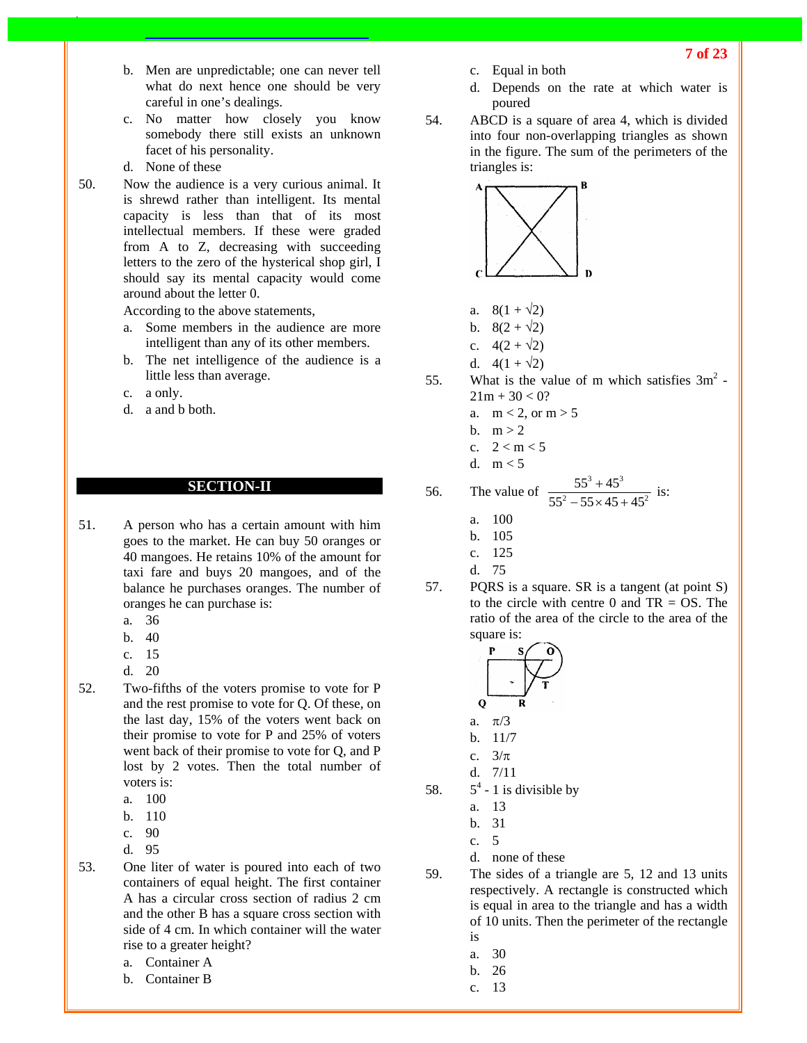b. Men are unpredictable; one can never tell what do next hence one should be very careful in one's dealings.
c. No matter how closely you know somebody there still exists an unknown facet of his personality.
d. None of these

50. Now the audience is a very curious animal. It is shrewd rather than intelligent. Its mental capacity is less than that of its most intellectual members. If these were graded from A to Z, decreasing with succeeding letters to the zero of the hysterical shop girl, I should say its mental capacity would come around about the letter 0.

According to the above statements,
a. Some members in the audience are more intelligent than any of its other members.
b. The net intelligence of the audience is a little less than average.
c. a only.
d. a and b both.

## SECTION-II

51. A person who has a certain amount with him goes to the market. He can buy 50 oranges or 40 mangoes. He retains 10% of the amount for taxi fare and buys 20 mangoes, and of the balance he purchases oranges. The number of oranges he can purchase is:
a. 36
b. 40
c. 15
d. 20

52. Two-fifths of the voters promise to vote for P and the rest promise to vote for Q. Of these, on the last day, 15% of the voters went back on their promise to vote for P and 25% of voters went back of their promise to vote for Q, and P lost by 2 votes. Then the total number of voters is:
a. 100
b. 110
c. 90
d. 95

53. One liter of water is poured into each of two containers of equal height. The first container A has a circular cross section of radius 2 cm and the other B has a square cross section with side of 4 cm. In which container will the water rise to a greater height?
a. Container A
b. Container B
c. Equal in both
d. Depends on the rate at which water is poured

54. ABCD is a square of area 4, which is divided into four non-overlapping triangles as shown in the figure. The sum of the perimeters of the triangles is:

a. $8(1 + \sqrt{2})$
b. $8(2 + \sqrt{2})$
c. $4(2 + \sqrt{2})$
d. $4(1 + \sqrt{2})$

55. What is the value of m which satisfies $3m^2 - 21m + 30 < 0$?
a. $m < 2$, or $m > 5$
b. $m > 2$
c. $2 < m < 5$
d. $m < 5$

56. The value of $\dfrac{55^3 + 45^3}{55^2 - 55 \times 45 + 45^2}$ is:
a. 100
b. 105
c. 125
d. 75

57. PQRS is a square. SR is a tangent (at point S) to the circle with centre 0 and TR = OS. The ratio of the area of the circle to the area of the square is:

a. $\pi/3$
b. 11/7
c. $3/\pi$
d. 7/11

58. $5^4 - 1$ is divisible by
a. 13
b. 31
c. 5
d. none of these

59. The sides of a triangle are 5, 12 and 13 units respectively. A rectangle is constructed which is equal in area to the triangle and has a width of 10 units. Then the perimeter of the rectangle is
a. 30
b. 26
c. 13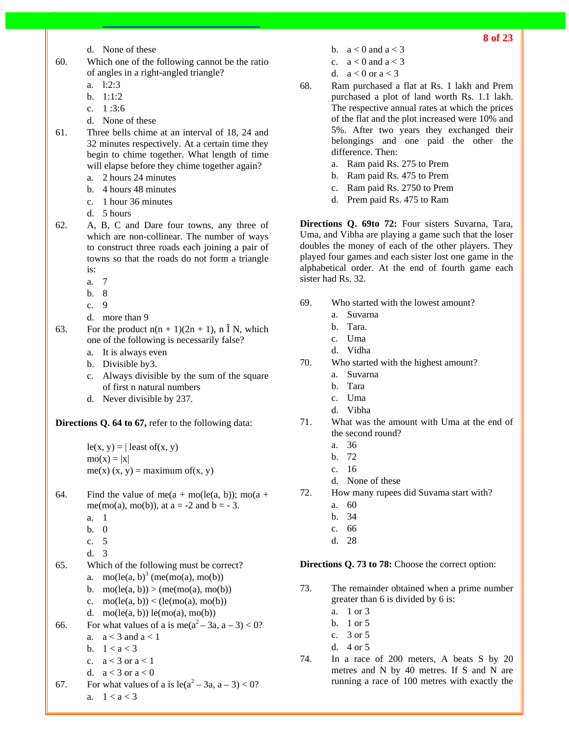d. None of these

60. Which one of the following cannot be the ratio of angles in a right-angled triangle?
   a. l:2:3
   b. 1:1:2
   c. 1 :3:6
   d. None of these

61. Three bells chime at an interval of 18, 24 and 32 minutes respectively. At a certain time they begin to chime together. What length of time will elapse before they chime together again?
   a. 2 hours 24 minutes
   b. 4 hours 48 minutes
   c. 1 hour 36 minutes
   d. 5 hours

62. A, B, C and Dare four towns, any three of which are non-collinear. The number of ways to construct three roads each joining a pair of towns so that the roads do not form a triangle is:
   a. 7
   b. 8
   c. 9
   d. more than 9

63. For the product n(n + 1)(2n + 1), n Î N, which one of the following is necessarily false?
   a. It is always even
   b. Divisible by3.
   c. Always divisible by the sum of the square of first n natural numbers
   d. Never divisible by 237.

**Directions Q. 64 to 67,** refer to the following data:

le(x, y) = | least of(x, y)
mo(x) = |x|
me(x) (x, y) = maximum of(x, y)

64. Find the value of me(a + mo(le(a, b)); mo(a + me(mo(a), mo(b)), at a = -2 and b = - 3.
   a. 1
   b. 0
   c. 5
   d. 3

65. Which of the following must be correct?
   a. mo(le(a, b)$^3$ (me(mo(a), mo(b))
   b. mo(le(a, b)) > (me(mo(a), mo(b))
   c. mo(le(a, b)) < (le(mo(a), mo(b))
   d. mo(le(a, b)) le(mo(a), mo(b))

66. For what values of a is me($a^2$ – 3a, a – 3) < 0?
   a. a < 3 and a < 1
   b. 1 < a < 3
   c. a < 3 or a < 1
   d. a < 3 or a < 0

67. For what values of a is le($a^2$ – 3a, a – 3) < 0?
   a. 1 < a < 3
   b. a < 0 and a < 3
   c. a < 0 and a < 3
   d. a < 0 or a < 3

68. Ram purchased a flat at Rs. 1 lakh and Prem purchased a plot of land worth Rs. 1.1 lakh. The respective annual rates at which the prices of the flat and the plot increased were 10% and 5%. After two years they exchanged their belongings and one paid the other the difference. Then:
   a. Ram paid Rs. 275 to Prem
   b. Ram paid Rs. 475 to Prem
   c. Ram paid Rs. 2750 to Prem
   d. Prem paid Rs. 475 to Ram

**Directions Q. 69to 72:** Four sisters Suvarna, Tara, Uma, and Vibha are playing a game such that the loser doubles the money of each of the other players. They played four games and each sister lost one game in the alphabetical order. At the end of fourth game each sister had Rs. 32.

69. Who started with the lowest amount?
   a. Suvarna
   b. Tara.
   c. Uma
   d. Vidha

70. Who started with the highest amount?
   a. Suvarna
   b. Tara
   c. Uma
   d. Vibha

71. What was the amount with Uma at the end of the second round?
   a. 36
   b. 72
   c. 16
   d. None of these

72. How many rupees did Suvama start with?
   a. 60
   b. 34
   c. 66
   d. 28

**Directions Q. 73 to 78:** Choose the correct option:

73. The remainder obtained when a prime number greater than 6 is divided by 6 is:
   a. 1 or 3
   b. 1 or 5
   c. 3 or 5
   d. 4 or 5

74. In a race of 200 meters, A beats S by 20 metres and N by 40 metres. If S and N are running a race of 100 metres with exactly the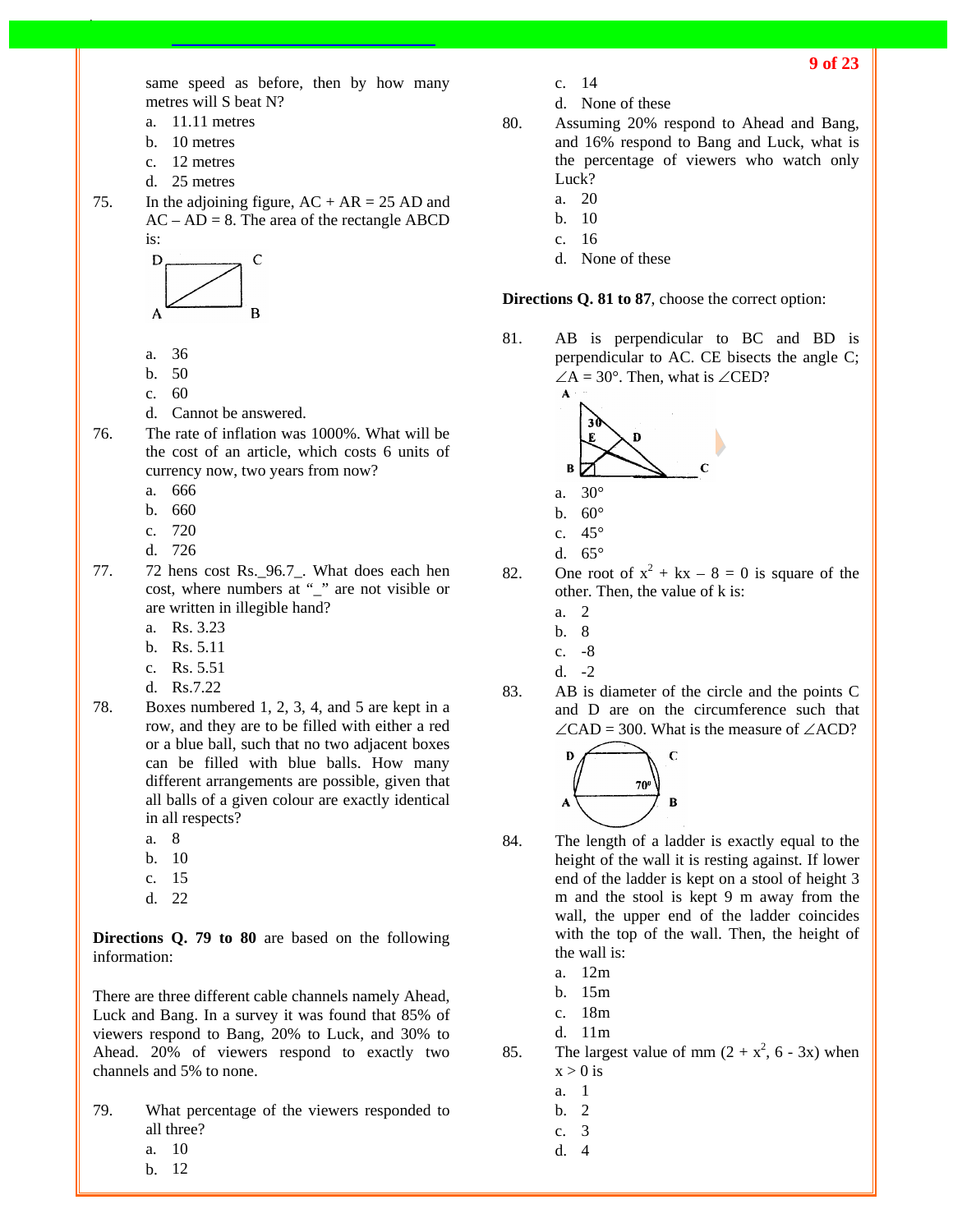same speed as before, then by how many metres will S beat N?

a. 11.11 metres
b. 10 metres
c. 12 metres
d. 25 metres

75. In the adjoining figure, AC + AR = 25 AD and AC – AD = 8. The area of the rectangle ABCD is:

a. 36
b. 50
c. 60
d. Cannot be answered.

76. The rate of inflation was 1000%. What will be the cost of an article, which costs 6 units of currency now, two years from now?

a. 666
b. 660
c. 720
d. 726

77. 72 hens cost Rs._96.7_. What does each hen cost, where numbers at "_" are not visible or are written in illegible hand?

a. Rs. 3.23
b. Rs. 5.11
c. Rs. 5.51
d. Rs.7.22

78. Boxes numbered 1, 2, 3, 4, and 5 are kept in a row, and they are to be filled with either a red or a blue ball, such that no two adjacent boxes can be filled with blue balls. How many different arrangements are possible, given that all balls of a given colour are exactly identical in all respects?

a. 8
b. 10
c. 15
d. 22

**Directions Q. 79 to 80** are based on the following information:

There are three different cable channels namely Ahead, Luck and Bang. In a survey it was found that 85% of viewers respond to Bang, 20% to Luck, and 30% to Ahead. 20% of viewers respond to exactly two channels and 5% to none.

79. What percentage of the viewers responded to all three?

a. 10
b. 12
c. 14
d. None of these

80. Assuming 20% respond to Ahead and Bang, and 16% respond to Bang and Luck, what is the percentage of viewers who watch only Luck?

a. 20
b. 10
c. 16
d. None of these

**Directions Q. 81 to 87**, choose the correct option:

81. AB is perpendicular to BC and BD is perpendicular to AC. CE bisects the angle C; ∠A = 30°. Then, what is ∠CED?

a. 30°
b. 60°
c. 45°
d. 65°

82. One root of $x^2 + kx - 8 = 0$ is square of the other. Then, the value of k is:

a. 2
b. 8
c. -8
d. -2

83. AB is diameter of the circle and the points C and D are on the circumference such that ∠CAD = 300. What is the measure of ∠ACD?

84. The length of a ladder is exactly equal to the height of the wall it is resting against. If lower end of the ladder is kept on a stool of height 3 m and the stool is kept 9 m away from the wall, the upper end of the ladder coincides with the top of the wall. Then, the height of the wall is:

a. 12m
b. 15m
c. 18m
d. 11m

85. The largest value of mm $(2 + x^2, 6 - 3x)$ when $x > 0$ is

a. 1
b. 2
c. 3
d. 4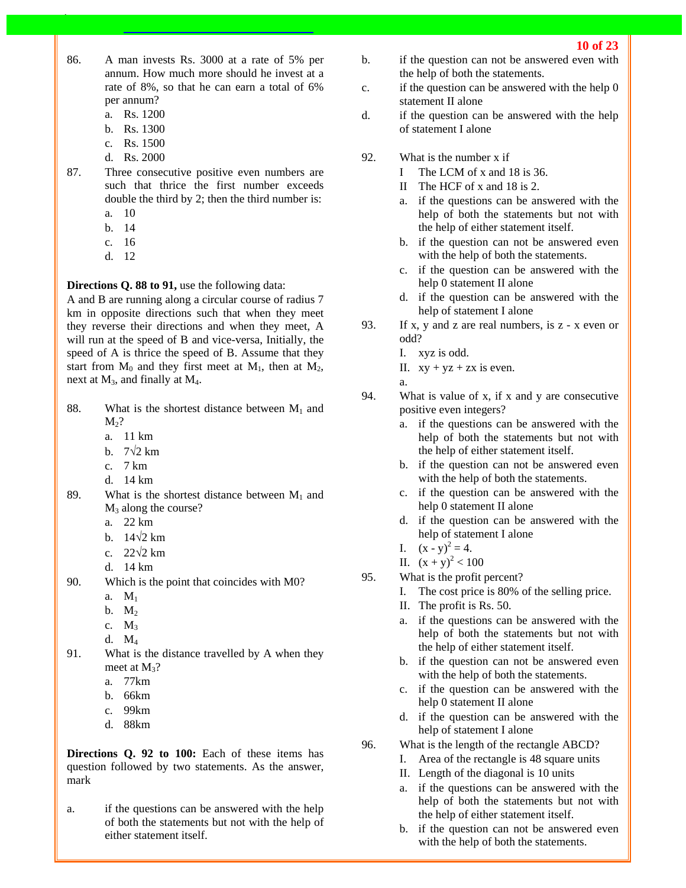86. A man invests Rs. 3000 at a rate of 5% per annum. How much more should he invest at a rate of 8%, so that he can earn a total of 6% per annum?
   a. Rs. 1200
   b. Rs. 1300
   c. Rs. 1500
   d. Rs. 2000

87. Three consecutive positive even numbers are such that thrice the first number exceeds double the third by 2; then the third number is:
   a. 10
   b. 14
   c. 16
   d. 12

**Directions Q. 88 to 91,** use the following data:

A and B are running along a circular course of radius 7 km in opposite directions such that when they meet they reverse their directions and when they meet, A will run at the speed of B and vice-versa, Initially, the speed of A is thrice the speed of B. Assume that they start from $M_0$ and they first meet at $M_1$, then at $M_2$, next at $M_3$, and finally at $M_4$.

88. What is the shortest distance between $M_1$ and $M_2$?
   a. 11 km
   b. $7\sqrt{2}$ km
   c. 7 km
   d. 14 km

89. What is the shortest distance between $M_1$ and $M_3$ along the course?
   a. 22 km
   b. $14\sqrt{2}$ km
   c. $22\sqrt{2}$ km
   d. 14 km

90. Which is the point that coincides with M0?
   a. $M_1$
   b. $M_2$
   c. $M_3$
   d. $M_4$

91. What is the distance travelled by A when they meet at $M_3$?
   a. 77km
   b. 66km
   c. 99km
   d. 88km

**Directions Q. 92 to 100:** Each of these items has question followed by two statements. As the answer, mark

a. if the questions can be answered with the help of both the statements but not with the help of either statement itself.

b. if the question can not be answered even with the help of both the statements.

c. if the question can be answered with the help 0 statement II alone

d. if the question can be answered with the help of statement I alone

92. What is the number x if
   I The LCM of x and 18 is 36.
   II The HCF of x and 18 is 2.
   a. if the questions can be answered with the help of both the statements but not with the help of either statement itself.
   b. if the question can not be answered even with the help of both the statements.
   c. if the question can be answered with the help 0 statement II alone
   d. if the question can be answered with the help of statement I alone

93. If x, y and z are real numbers, is z - x even or odd?
   I. xyz is odd.
   II. xy + yz + zx is even.
   a.

94. What is value of x, if x and y are consecutive positive even integers?
   a. if the questions can be answered with the help of both the statements but not with the help of either statement itself.
   b. if the question can not be answered even with the help of both the statements.
   c. if the question can be answered with the help 0 statement II alone
   d. if the question can be answered with the help of statement I alone
   I. $(x - y)^2 = 4$.
   II. $(x + y)^2 < 100$

95. What is the profit percent?
   I. The cost price is 80% of the selling price.
   II. The profit is Rs. 50.
   a. if the questions can be answered with the help of both the statements but not with the help of either statement itself.
   b. if the question can not be answered even with the help of both the statements.
   c. if the question can be answered with the help 0 statement II alone
   d. if the question can be answered with the help of statement I alone

96. What is the length of the rectangle ABCD?
   I. Area of the rectangle is 48 square units
   II. Length of the diagonal is 10 units
   a. if the questions can be answered with the help of both the statements but not with the help of either statement itself.
   b. if the question can not be answered even with the help of both the statements.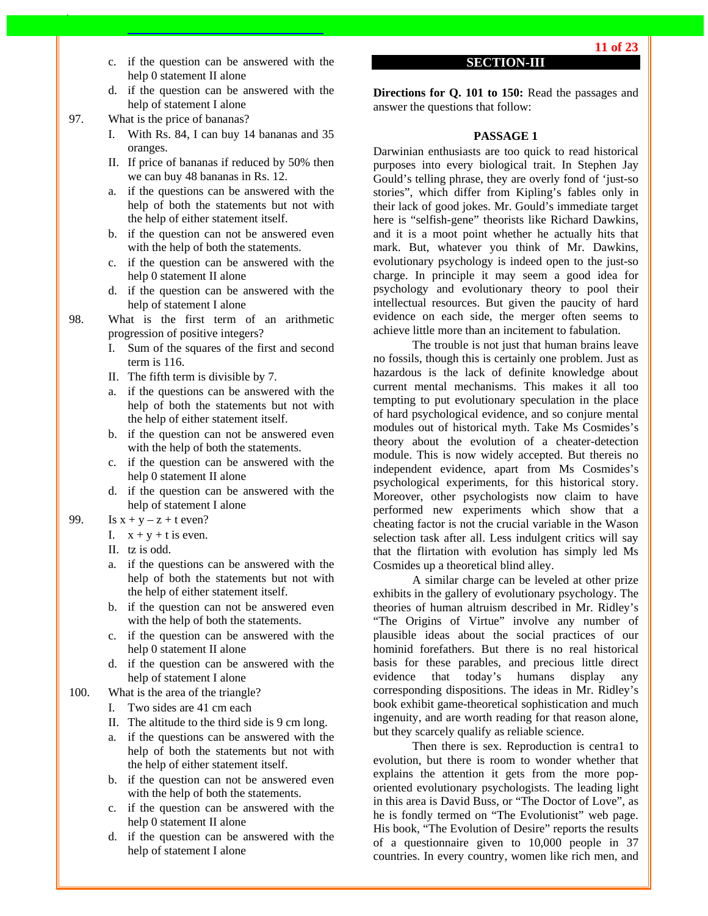c. if the question can be answered with the help 0 statement II alone

d. if the question can be answered with the help of statement I alone

97. What is the price of bananas?

I. With Rs. 84, I can buy 14 bananas and 35 oranges.

II. If price of bananas if reduced by 50% then we can buy 48 bananas in Rs. 12.

a. if the questions can be answered with the help of both the statements but not with the help of either statement itself.

b. if the question can not be answered even with the help of both the statements.

c. if the question can be answered with the help 0 statement II alone

d. if the question can be answered with the help of statement I alone

98. What is the first term of an arithmetic progression of positive integers?

I. Sum of the squares of the first and second term is 116.

II. The fifth term is divisible by 7.

a. if the questions can be answered with the help of both the statements but not with the help of either statement itself.

b. if the question can not be answered even with the help of both the statements.

c. if the question can be answered with the help 0 statement II alone

d. if the question can be answered with the help of statement I alone

99. Is $x + y - z + t$ even?

I. $x + y + t$ is even.

II. $tz$ is odd.

a. if the questions can be answered with the help of both the statements but not with the help of either statement itself.

b. if the question can not be answered even with the help of both the statements.

c. if the question can be answered with the help 0 statement II alone

d. if the question can be answered with the help of statement I alone

100. What is the area of the triangle?

I. Two sides are 41 cm each

II. The altitude to the third side is 9 cm long.

a. if the questions can be answered with the help of both the statements but not with the help of either statement itself.

b. if the question can not be answered even with the help of both the statements.

c. if the question can be answered with the help 0 statement II alone

d. if the question can be answered with the help of statement I alone

## SECTION-III

**Directions for Q. 101 to 150:** Read the passages and answer the questions that follow:

### PASSAGE 1

Darwinian enthusiasts are too quick to read historical purposes into every biological trait. In Stephen Jay Gould's telling phrase, they are overly fond of 'just-so stories", which differ from Kipling's fables only in their lack of good jokes. Mr. Gould's immediate target here is "selfish-gene" theorists like Richard Dawkins, and it is a moot point whether he actually hits that mark. But, whatever you think of Mr. Dawkins, evolutionary psychology is indeed open to the just-so charge. In principle it may seem a good idea for psychology and evolutionary theory to pool their intellectual resources. But given the paucity of hard evidence on each side, the merger often seems to achieve little more than an incitement to fabulation.

The trouble is not just that human brains leave no fossils, though this is certainly one problem. Just as hazardous is the lack of definite knowledge about current mental mechanisms. This makes it all too tempting to put evolutionary speculation in the place of hard psychological evidence, and so conjure mental modules out of historical myth. Take Ms Cosmides's theory about the evolution of a cheater-detection module. This is now widely accepted. But thereis no independent evidence, apart from Ms Cosmides's psychological experiments, for this historical story. Moreover, other psychologists now claim to have performed new experiments which show that a cheating factor is not the crucial variable in the Wason selection task after all. Less indulgent critics will say that the flirtation with evolution has simply led Ms Cosmides up a theoretical blind alley.

A similar charge can be leveled at other prize exhibits in the gallery of evolutionary psychology. The theories of human altruism described in Mr. Ridley's "The Origins of Virtue" involve any number of plausible ideas about the social practices of our hominid forefathers. But there is no real historical basis for these parables, and precious little direct evidence that today's humans display any corresponding dispositions. The ideas in Mr. Ridley's book exhibit game-theoretical sophistication and much ingenuity, and are worth reading for that reason alone, but they scarcely qualify as reliable science.

Then there is sex. Reproduction is centra1 to evolution, but there is room to wonder whether that explains the attention it gets from the more pop-oriented evolutionary psychologists. The leading light in this area is David Buss, or "The Doctor of Love", as he is fondly termed on "The Evolutionist" web page. His book, "The Evolution of Desire" reports the results of a questionnaire given to 10,000 people in 37 countries. In every country, women like rich men, and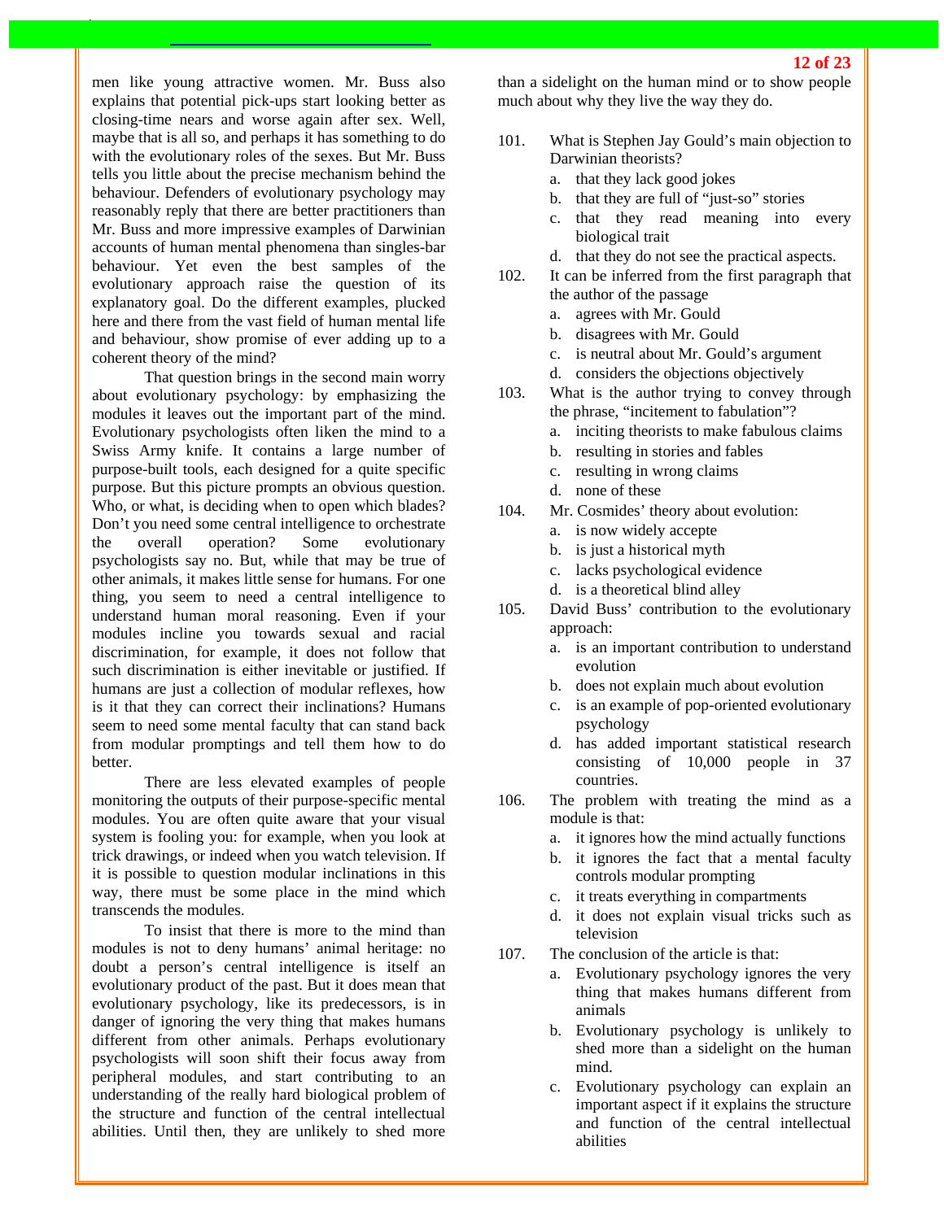men like young attractive women. Mr. Buss also explains that potential pick-ups start looking better as closing-time nears and worse again after sex. Well, maybe that is all so, and perhaps it has something to do with the evolutionary roles of the sexes. But Mr. Buss tells you little about the precise mechanism behind the behaviour. Defenders of evolutionary psychology may reasonably reply that there are better practitioners than Mr. Buss and more impressive examples of Darwinian accounts of human mental phenomena than singles-bar behaviour. Yet even the best samples of the evolutionary approach raise the question of its explanatory goal. Do the different examples, plucked here and there from the vast field of human mental life and behaviour, show promise of ever adding up to a coherent theory of the mind?

That question brings in the second main worry about evolutionary psychology: by emphasizing the modules it leaves out the important part of the mind. Evolutionary psychologists often liken the mind to a Swiss Army knife. It contains a large number of purpose-built tools, each designed for a quite specific purpose. But this picture prompts an obvious question. Who, or what, is deciding when to open which blades? Don't you need some central intelligence to orchestrate the overall operation? Some evolutionary psychologists say no. But, while that may be true of other animals, it makes little sense for humans. For one thing, you seem to need a central intelligence to understand human moral reasoning. Even if your modules incline you towards sexual and racial discrimination, for example, it does not follow that such discrimination is either inevitable or justified. If humans are just a collection of modular reflexes, how is it that they can correct their inclinations? Humans seem to need some mental faculty that can stand back from modular promptings and tell them how to do better.

There are less elevated examples of people monitoring the outputs of their purpose-specific mental modules. You are often quite aware that your visual system is fooling you: for example, when you look at trick drawings, or indeed when you watch television. If it is possible to question modular inclinations in this way, there must be some place in the mind which transcends the modules.

To insist that there is more to the mind than modules is not to deny humans' animal heritage: no doubt a person's central intelligence is itself an evolutionary product of the past. But it does mean that evolutionary psychology, like its predecessors, is in danger of ignoring the very thing that makes humans different from other animals. Perhaps evolutionary psychologists will soon shift their focus away from peripheral modules, and start contributing to an understanding of the really hard biological problem of the structure and function of the central intellectual abilities. Until then, they are unlikely to shed more than a sidelight on the human mind or to show people much about why they live the way they do.

101. What is Stephen Jay Gould's main objection to Darwinian theorists?
   a. that they lack good jokes
   b. that they are full of "just-so" stories
   c. that they read meaning into every biological trait
   d. that they do not see the practical aspects.

102. It can be inferred from the first paragraph that the author of the passage
   a. agrees with Mr. Gould
   b. disagrees with Mr. Gould
   c. is neutral about Mr. Gould's argument
   d. considers the objections objectively

103. What is the author trying to convey through the phrase, "incitement to fabulation"?
   a. inciting theorists to make fabulous claims
   b. resulting in stories and fables
   c. resulting in wrong claims
   d. none of these

104. Mr. Cosmides' theory about evolution:
   a. is now widely accepte
   b. is just a historical myth
   c. lacks psychological evidence
   d. is a theoretical blind alley

105. David Buss' contribution to the evolutionary approach:
   a. is an important contribution to understand evolution
   b. does not explain much about evolution
   c. is an example of pop-oriented evolutionary psychology
   d. has added important statistical research consisting of 10,000 people in 37 countries.

106. The problem with treating the mind as a module is that:
   a. it ignores how the mind actually functions
   b. it ignores the fact that a mental faculty controls modular prompting
   c. it treats everything in compartments
   d. it does not explain visual tricks such as television

107. The conclusion of the article is that:
   a. Evolutionary psychology ignores the very thing that makes humans different from animals
   b. Evolutionary psychology is unlikely to shed more than a sidelight on the human mind.
   c. Evolutionary psychology can explain an important aspect if it explains the structure and function of the central intellectual abilities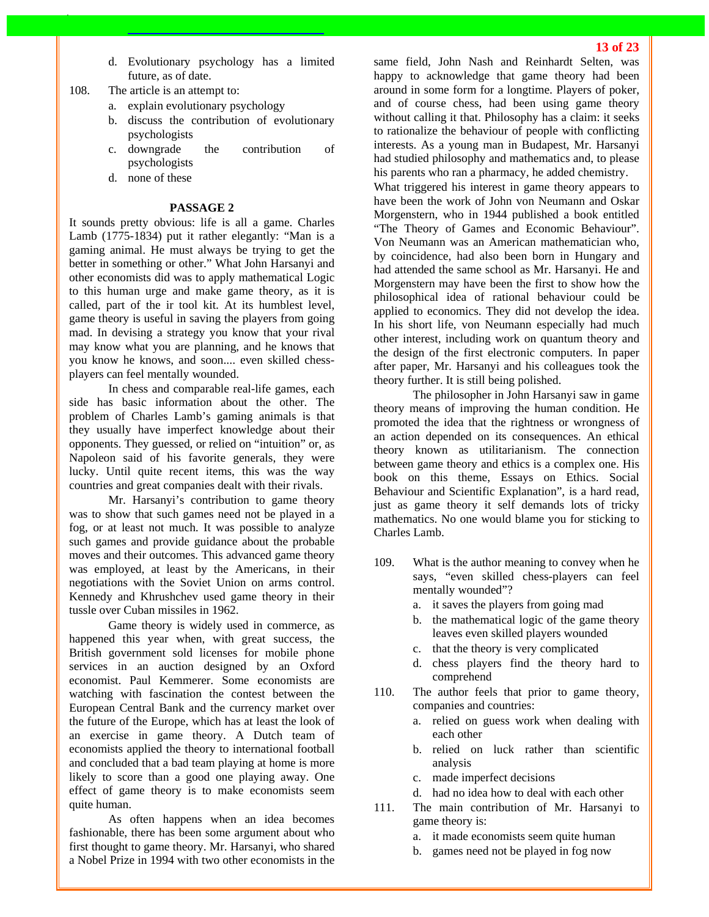d. Evolutionary psychology has a limited future, as of date.

108. The article is an attempt to:
   a. explain evolutionary psychology
   b. discuss the contribution of evolutionary psychologists
   c. downgrade the contribution of psychologists
   d. none of these

**PASSAGE 2**

It sounds pretty obvious: life is all a game. Charles Lamb (1775-1834) put it rather elegantly: "Man is a gaming animal. He must always be trying to get the better in something or other." What John Harsanyi and other economists did was to apply mathematical Logic to this human urge and make game theory, as it is called, part of the ir tool kit. At its humblest level, game theory is useful in saving the players from going mad. In devising a strategy you know that your rival may know what you are planning, and he knows that you know he knows, and soon.... even skilled chess-players can feel mentally wounded.

In chess and comparable real-life games, each side has basic information about the other. The problem of Charles Lamb's gaming animals is that they usually have imperfect knowledge about their opponents. They guessed, or relied on "intuition" or, as Napoleon said of his favorite generals, they were lucky. Until quite recent items, this was the way countries and great companies dealt with their rivals.

Mr. Harsanyi's contribution to game theory was to show that such games need not be played in a fog, or at least not much. It was possible to analyze such games and provide guidance about the probable moves and their outcomes. This advanced game theory was employed, at least by the Americans, in their negotiations with the Soviet Union on arms control. Kennedy and Khrushchev used game theory in their tussle over Cuban missiles in 1962.

Game theory is widely used in commerce, as happened this year when, with great success, the British government sold licenses for mobile phone services in an auction designed by an Oxford economist. Paul Kemmerer. Some economists are watching with fascination the contest between the European Central Bank and the currency market over the future of the Europe, which has at least the look of an exercise in game theory. A Dutch team of economists applied the theory to international football and concluded that a bad team playing at home is more likely to score than a good one playing away. One effect of game theory is to make economists seem quite human.

As often happens when an idea becomes fashionable, there has been some argument about who first thought to game theory. Mr. Harsanyi, who shared a Nobel Prize in 1994 with two other economists in the same field, John Nash and Reinhardt Selten, was happy to acknowledge that game theory had been around in some form for a longtime. Players of poker, and of course chess, had been using game theory without calling it that. Philosophy has a claim: it seeks to rationalize the behaviour of people with conflicting interests. As a young man in Budapest, Mr. Harsanyi had studied philosophy and mathematics and, to please his parents who ran a pharmacy, he added chemistry.

What triggered his interest in game theory appears to have been the work of John von Neumann and Oskar Morgenstern, who in 1944 published a book entitled "The Theory of Games and Economic Behaviour". Von Neumann was an American mathematician who, by coincidence, had also been born in Hungary and had attended the same school as Mr. Harsanyi. He and Morgenstern may have been the first to show how the philosophical idea of rational behaviour could be applied to economics. They did not develop the idea. In his short life, von Neumann especially had much other interest, including work on quantum theory and the design of the first electronic computers. In paper after paper, Mr. Harsanyi and his colleagues took the theory further. It is still being polished.

The philosopher in John Harsanyi saw in game theory means of improving the human condition. He promoted the idea that the rightness or wrongness of an action depended on its consequences. An ethical theory known as utilitarianism. The connection between game theory and ethics is a complex one. His book on this theme, Essays on Ethics. Social Behaviour and Scientific Explanation", is a hard read, just as game theory it self demands lots of tricky mathematics. No one would blame you for sticking to Charles Lamb.

109. What is the author meaning to convey when he says, "even skilled chess-players can feel mentally wounded"?
   a. it saves the players from going mad
   b. the mathematical logic of the game theory leaves even skilled players wounded
   c. that the theory is very complicated
   d. chess players find the theory hard to comprehend

110. The author feels that prior to game theory, companies and countries:
   a. relied on guess work when dealing with each other
   b. relied on luck rather than scientific analysis
   c. made imperfect decisions
   d. had no idea how to deal with each other

111. The main contribution of Mr. Harsanyi to game theory is:
   a. it made economists seem quite human
   b. games need not be played in fog now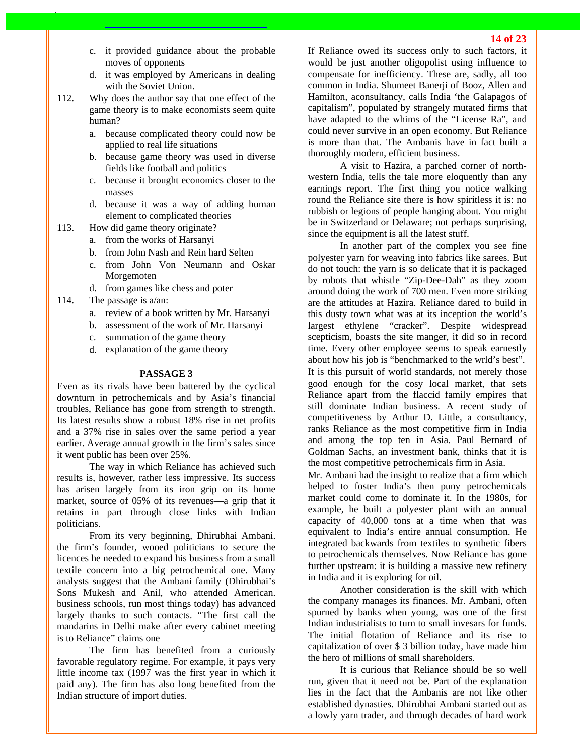c. it provided guidance about the probable moves of opponents

d. it was employed by Americans in dealing with the Soviet Union.

112. Why does the author say that one effect of the game theory is to make economists seem quite human?

a. because complicated theory could now be applied to real life situations

b. because game theory was used in diverse fields like football and politics

c. because it brought economics closer to the masses

d. because it was a way of adding human element to complicated theories

113. How did game theory originate?

a. from the works of Harsanyi

b. from John Nash and Rein hard Selten

c. from John Von Neumann and Oskar Morgemoten

d. from games like chess and poter

114. The passage is a/an:

a. review of a book written by Mr. Harsanyi

b. assessment of the work of Mr. Harsanyi

c. summation of the game theory

d. explanation of the game theory

### PASSAGE 3

Even as its rivals have been battered by the cyclical downturn in petrochemicals and by Asia's financial troubles, Reliance has gone from strength to strength. Its latest results show a robust 18% rise in net profits and a 37% rise in sales over the same period a year earlier. Average annual growth in the firm's sales since it went public has been over 25%.

The way in which Reliance has achieved such results is, however, rather less impressive. Its success has arisen largely from its iron grip on its home market, source of 05% of its revenues—a grip that it retains in part through close links with Indian politicians.

From its very beginning, Dhirubhai Ambani. the firm's founder, wooed politicians to secure the licences he needed to expand his business from a small textile concern into a big petrochemical one. Many analysts suggest that the Ambani family (Dhirubhai's Sons Mukesh and Anil, who attended American. business schools, run most things today) has advanced largely thanks to such contacts. "The first call the mandarins in Delhi make after every cabinet meeting is to Reliance" claims one

The firm has benefited from a curiously favorable regulatory regime. For example, it pays very little income tax (1997 was the first year in which it paid any). The firm has also long benefited from the Indian structure of import duties.

If Reliance owed its success only to such factors, it would be just another oligopolist using influence to compensate for inefficiency. These are, sadly, all too common in India. Shumeet Banerji of Booz, Allen and Hamilton, aconsultancy, calls India 'the Galapagos of capitalism", populated by strangely mutated firms that have adapted to the whims of the "License Ra", and could never survive in an open economy. But Reliance is more than that. The Ambanis have in fact built a thoroughly modern, efficient business.

A visit to Hazira, a parched corner of north-western India, tells the tale more eloquently than any earnings report. The first thing you notice walking round the Reliance site there is how spiritless it is: no rubbish or legions of people hanging about. You might be in Switzerland or Delaware; not perhaps surprising, since the equipment is all the latest stuff.

In another part of the complex you see fine polyester yarn for weaving into fabrics like sarees. But do not touch: the yarn is so delicate that it is packaged by robots that whistle "Zip-Dee-Dah" as they zoom around doing the work of 700 men. Even more striking are the attitudes at Hazira. Reliance dared to build in this dusty town what was at its inception the world's largest ethylene "cracker". Despite widespread scepticism, boasts the site manger, it did so in record time. Every other employee seems to speak earnestly about how his job is "benchmarked to the wrld's best". It is this pursuit of world standards, not merely those good enough for the cosy local market, that sets Reliance apart from the flaccid family empires that still dominate Indian business. A recent study of competitiveness by Arthur D. Little, a consultancy, ranks Reliance as the most competitive firm in India and among the top ten in Asia. Paul Bernard of Goldman Sachs, an investment bank, thinks that it is the most competitive petrochemicals firm in Asia.

Mr. Ambani had the insight to realize that a firm which helped to foster India's then puny petrochemicals market could come to dominate it. In the 1980s, for example, he built a polyester plant with an annual capacity of 40,000 tons at a time when that was equivalent to India's entire annual consumption. He integrated backwards from textiles to synthetic fibers to petrochemicals themselves. Now Reliance has gone further upstream: it is building a massive new refinery in India and it is exploring for oil.

Another consideration is the skill with which the company manages its finances. Mr. Ambani, often spurned by banks when young, was one of the first Indian industrialists to turn to small invesars for funds. The initial flotation of Reliance and its rise to capitalization of over $ 3 billion today, have made him the hero of millions of small shareholders.

It is curious that Reliance should be so well run, given that it need not be. Part of the explanation lies in the fact that the Ambanis are not like other established dynasties. Dhirubhai Ambani started out as a lowly yarn trader, and through decades of hard work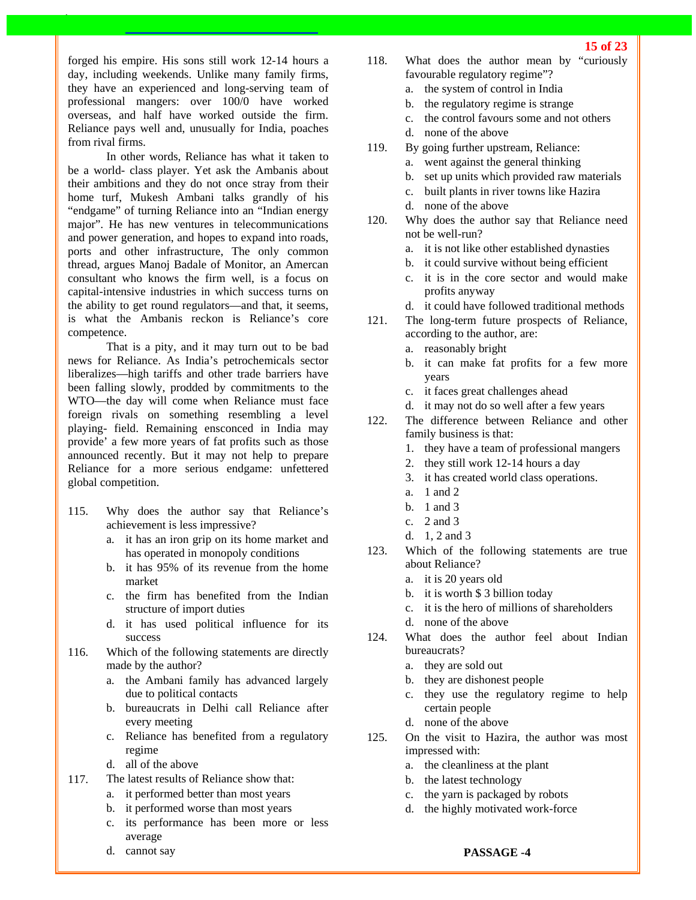forged his empire. His sons still work 12-14 hours a day, including weekends. Unlike many family firms, they have an experienced and long-serving team of professional mangers: over 100/0 have worked overseas, and half have worked outside the firm. Reliance pays well and, unusually for India, poaches from rival firms.

In other words, Reliance has what it taken to be a world- class player. Yet ask the Ambanis about their ambitions and they do not once stray from their home turf, Mukesh Ambani talks grandly of his "endgame" of turning Reliance into an "Indian energy major". He has new ventures in telecommunications and power generation, and hopes to expand into roads, ports and other infrastructure, The only common thread, argues Manoj Badale of Monitor, an Amercan consultant who knows the firm well, is a focus on capital-intensive industries in which success turns on the ability to get round regulators—and that, it seems, is what the Ambanis reckon is Reliance's core competence.

That is a pity, and it may turn out to be bad news for Reliance. As India's petrochemicals sector liberalizes—high tariffs and other trade barriers have been falling slowly, prodded by commitments to the WTO—the day will come when Reliance must face foreign rivals on something resembling a level playing- field. Remaining ensconced in India may provide' a few more years of fat profits such as those announced recently. But it may not help to prepare Reliance for a more serious endgame: unfettered global competition.

115. Why does the author say that Reliance's achievement is less impressive?
   a. it has an iron grip on its home market and has operated in monopoly conditions
   b. it has 95% of its revenue from the home market
   c. the firm has benefited from the Indian structure of import duties
   d. it has used political influence for its success

116. Which of the following statements are directly made by the author?
   a. the Ambani family has advanced largely due to political contacts
   b. bureaucrats in Delhi call Reliance after every meeting
   c. Reliance has benefited from a regulatory regime
   d. all of the above

117. The latest results of Reliance show that:
   a. it performed better than most years
   b. it performed worse than most years
   c. its performance has been more or less average
   d. cannot say

118. What does the author mean by "curiously favourable regulatory regime"?
   a. the system of control in India
   b. the regulatory regime is strange
   c. the control favours some and not others
   d. none of the above

119. By going further upstream, Reliance:
   a. went against the general thinking
   b. set up units which provided raw materials
   c. built plants in river towns like Hazira
   d. none of the above

120. Why does the author say that Reliance need not be well-run?
   a. it is not like other established dynasties
   b. it could survive without being efficient
   c. it is in the core sector and would make profits anyway
   d. it could have followed traditional methods

121. The long-term future prospects of Reliance, according to the author, are:
   a. reasonably bright
   b. it can make fat profits for a few more years
   c. it faces great challenges ahead
   d. it may not do so well after a few years

122. The difference between Reliance and other family business is that:
   1. they have a team of professional mangers
   2. they still work 12-14 hours a day
   3. it has created world class operations.
   a. 1 and 2
   b. 1 and 3
   c. 2 and 3
   d. 1, 2 and 3

123. Which of the following statements are true about Reliance?
   a. it is 20 years old
   b. it is worth $ 3 billion today
   c. it is the hero of millions of shareholders
   d. none of the above

124. What does the author feel about Indian bureaucrats?
   a. they are sold out
   b. they are dishonest people
   c. they use the regulatory regime to help certain people
   d. none of the above

125. On the visit to Hazira, the author was most impressed with:
   a. the cleanliness at the plant
   b. the latest technology
   c. the yarn is packaged by robots
   d. the highly motivated work-force

**PASSAGE -4**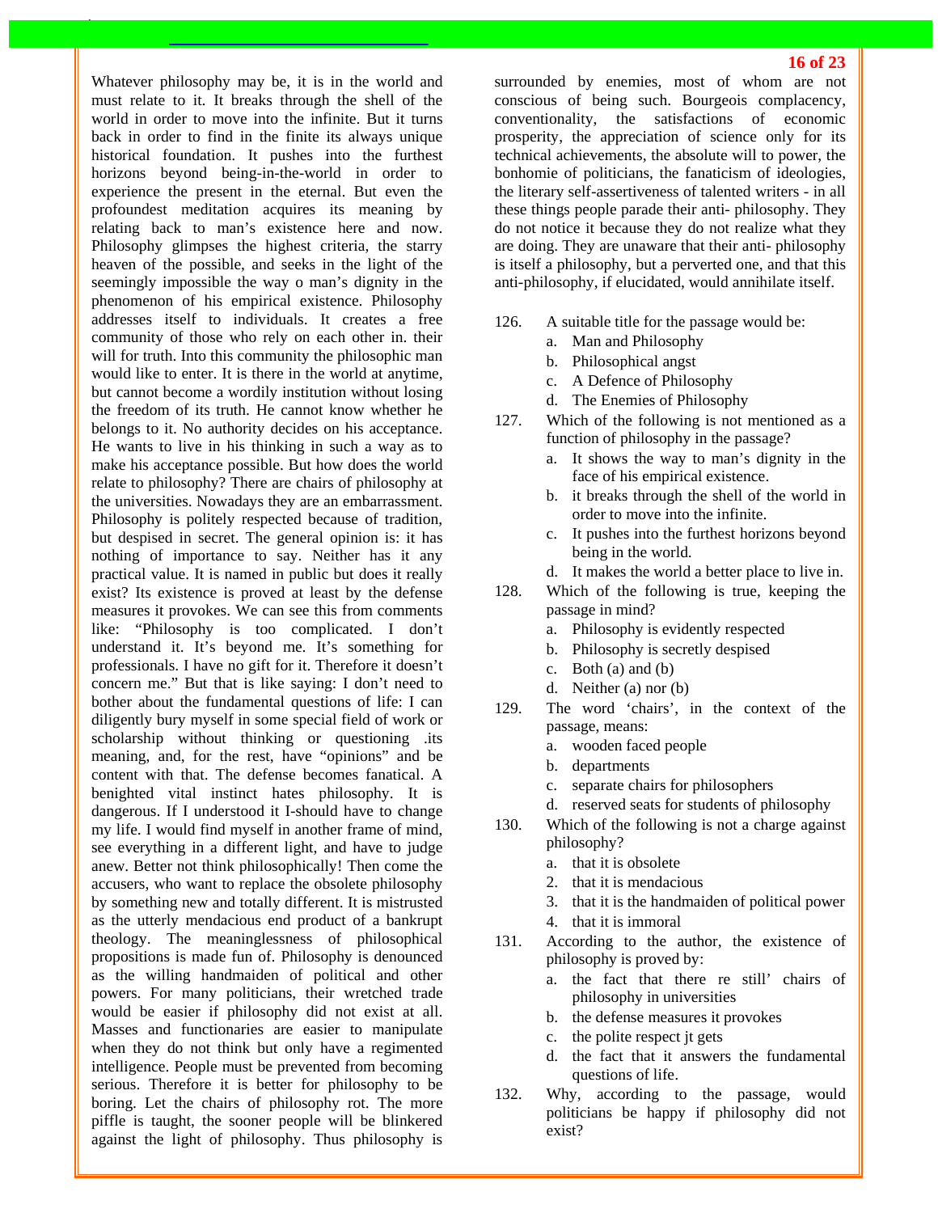Whatever philosophy may be, it is in the world and must relate to it. It breaks through the shell of the world in order to move into the infinite. But it turns back in order to find in the finite its always unique historical foundation. It pushes into the furthest horizons beyond being-in-the-world in order to experience the present in the eternal. But even the profoundest meditation acquires its meaning by relating back to man's existence here and now. Philosophy glimpses the highest criteria, the starry heaven of the possible, and seeks in the light of the seemingly impossible the way o man's dignity in the phenomenon of his empirical existence. Philosophy addresses itself to individuals. It creates a free community of those who rely on each other in. their will for truth. Into this community the philosophic man would like to enter. It is there in the world at anytime, but cannot become a wordily institution without losing the freedom of its truth. He cannot know whether he belongs to it. No authority decides on his acceptance. He wants to live in his thinking in such a way as to make his acceptance possible. But how does the world relate to philosophy? There are chairs of philosophy at the universities. Nowadays they are an embarrassment. Philosophy is politely respected because of tradition, but despised in secret. The general opinion is: it has nothing of importance to say. Neither has it any practical value. It is named in public but does it really exist? Its existence is proved at least by the defense measures it provokes. We can see this from comments like: "Philosophy is too complicated. I don't understand it. It's beyond me. It's something for professionals. I have no gift for it. Therefore it doesn't concern me." But that is like saying: I don't need to bother about the fundamental questions of life: I can diligently bury myself in some special field of work or scholarship without thinking or questioning .its meaning, and, for the rest, have "opinions" and be content with that. The defense becomes fanatical. A benighted vital instinct hates philosophy. It is dangerous. If I understood it I-should have to change my life. I would find myself in another frame of mind, see everything in a different light, and have to judge anew. Better not think philosophically! Then come the accusers, who want to replace the obsolete philosophy by something new and totally different. It is mistrusted as the utterly mendacious end product of a bankrupt theology. The meaninglessness of philosophical propositions is made fun of. Philosophy is denounced as the willing handmaiden of political and other powers. For many politicians, their wretched trade would be easier if philosophy did not exist at all. Masses and functionaries are easier to manipulate when they do not think but only have a regimented intelligence. People must be prevented from becoming serious. Therefore it is better for philosophy to be boring. Let the chairs of philosophy rot. The more piffle is taught, the sooner people will be blinkered against the light of philosophy. Thus philosophy is surrounded by enemies, most of whom are not conscious of being such. Bourgeois complacency, conventionality, the satisfactions of economic prosperity, the appreciation of science only for its technical achievements, the absolute will to power, the bonhomie of politicians, the fanaticism of ideologies, the literary self-assertiveness of talented writers - in all these things people parade their anti- philosophy. They do not notice it because they do not realize what they are doing. They are unaware that their anti- philosophy is itself a philosophy, but a perverted one, and that this anti-philosophy, if elucidated, would annihilate itself.

126. A suitable title for the passage would be:
   a. Man and Philosophy
   b. Philosophical angst
   c. A Defence of Philosophy
   d. The Enemies of Philosophy

127. Which of the following is not mentioned as a function of philosophy in the passage?
   a. It shows the way to man's dignity in the face of his empirical existence.
   b. it breaks through the shell of the world in order to move into the infinite.
   c. It pushes into the furthest horizons beyond being in the world.
   d. It makes the world a better place to live in.

128. Which of the following is true, keeping the passage in mind?
   a. Philosophy is evidently respected
   b. Philosophy is secretly despised
   c. Both (a) and (b)
   d. Neither (a) nor (b)

129. The word 'chairs', in the context of the passage, means:
   a. wooden faced people
   b. departments
   c. separate chairs for philosophers
   d. reserved seats for students of philosophy

130. Which of the following is not a charge against philosophy?
   a. that it is obsolete
   2. that it is mendacious
   3. that it is the handmaiden of political power
   4. that it is immoral

131. According to the author, the existence of philosophy is proved by:
   a. the fact that there re still' chairs of philosophy in universities
   b. the defense measures it provokes
   c. the polite respect jt gets
   d. the fact that it answers the fundamental questions of life.

132. Why, according to the passage, would politicians be happy if philosophy did not exist?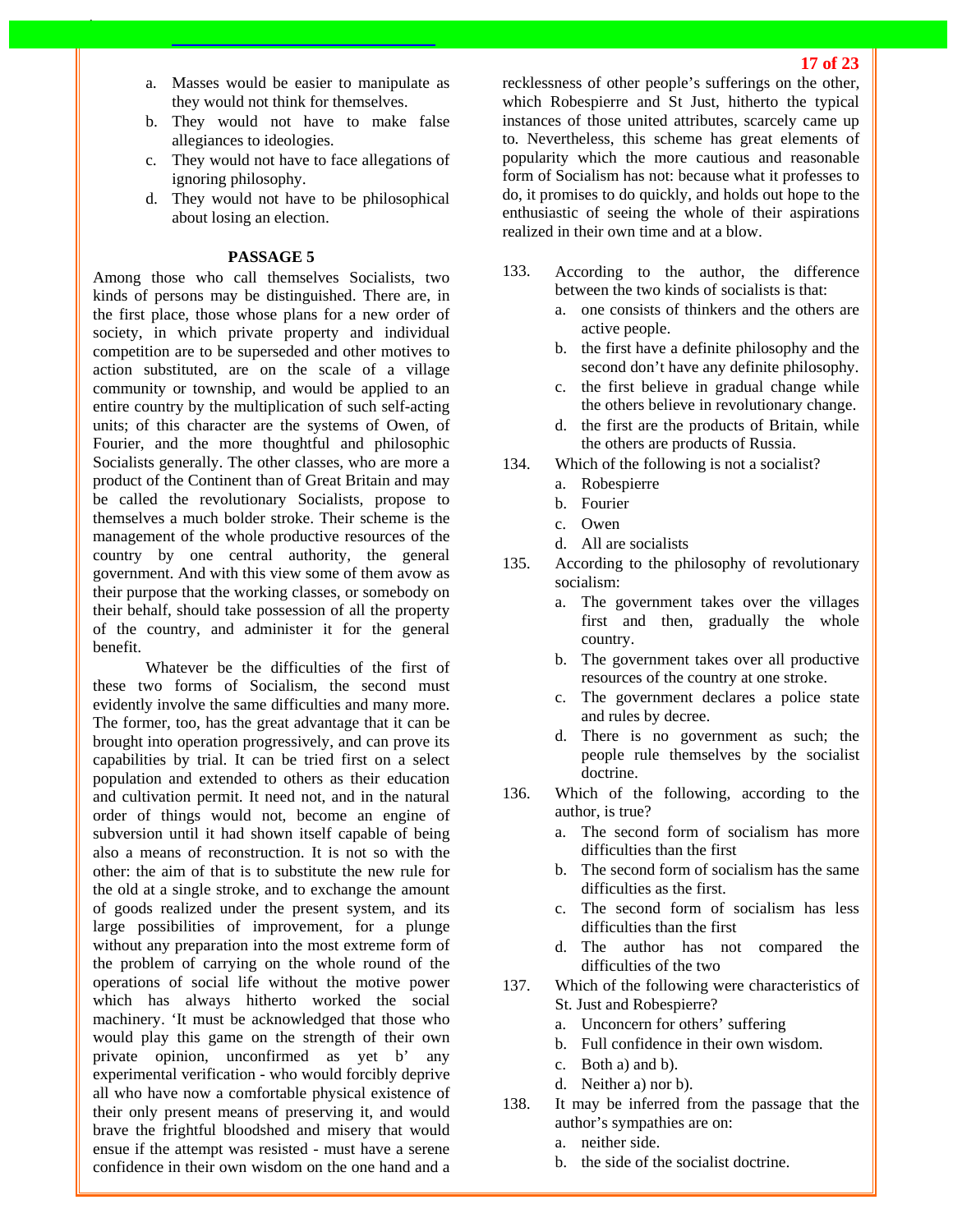a. Masses would be easier to manipulate as they would not think for themselves.
b. They would not have to make false allegiances to ideologies.
c. They would not have to face allegations of ignoring philosophy.
d. They would not have to be philosophical about losing an election.

### PASSAGE 5

Among those who call themselves Socialists, two kinds of persons may be distinguished. There are, in the first place, those whose plans for a new order of society, in which private property and individual competition are to be superseded and other motives to action substituted, are on the scale of a village community or township, and would be applied to an entire country by the multiplication of such self-acting units; of this character are the systems of Owen, of Fourier, and the more thoughtful and philosophic Socialists generally. The other classes, who are more a product of the Continent than of Great Britain and may be called the revolutionary Socialists, propose to themselves a much bolder stroke. Their scheme is the management of the whole productive resources of the country by one central authority, the general government. And with this view some of them avow as their purpose that the working classes, or somebody on their behalf, should take possession of all the property of the country, and administer it for the general benefit.

Whatever be the difficulties of the first of these two forms of Socialism, the second must evidently involve the same difficulties and many more. The former, too, has the great advantage that it can be brought into operation progressively, and can prove its capabilities by trial. It can be tried first on a select population and extended to others as their education and cultivation permit. It need not, and in the natural order of things would not, become an engine of subversion until it had shown itself capable of being also a means of reconstruction. It is not so with the other: the aim of that is to substitute the new rule for the old at a single stroke, and to exchange the amount of goods realized under the present system, and its large possibilities of improvement, for a plunge without any preparation into the most extreme form of the problem of carrying on the whole round of the operations of social life without the motive power which has always hitherto worked the social machinery. 'It must be acknowledged that those who would play this game on the strength of their own private opinion, unconfirmed as yet b' any experimental verification - who would forcibly deprive all who have now a comfortable physical existence of their only present means of preserving it, and would brave the frightful bloodshed and misery that would ensue if the attempt was resisted - must have a serene confidence in their own wisdom on the one hand and a recklessness of other people's sufferings on the other, which Robespierre and St Just, hitherto the typical instances of those united attributes, scarcely came up to. Nevertheless, this scheme has great elements of popularity which the more cautious and reasonable form of Socialism has not: because what it professes to do, it promises to do quickly, and holds out hope to the enthusiastic of seeing the whole of their aspirations realized in their own time and at a blow.

133. According to the author, the difference between the two kinds of socialists is that:
   a. one consists of thinkers and the others are active people.
   b. the first have a definite philosophy and the second don't have any definite philosophy.
   c. the first believe in gradual change while the others believe in revolutionary change.
   d. the first are the products of Britain, while the others are products of Russia.

134. Which of the following is not a socialist?
   a. Robespierre
   b. Fourier
   c. Owen
   d. All are socialists

135. According to the philosophy of revolutionary socialism:
   a. The government takes over the villages first and then, gradually the whole country.
   b. The government takes over all productive resources of the country at one stroke.
   c. The government declares a police state and rules by decree.
   d. There is no government as such; the people rule themselves by the socialist doctrine.

136. Which of the following, according to the author, is true?
   a. The second form of socialism has more difficulties than the first
   b. The second form of socialism has the same difficulties as the first.
   c. The second form of socialism has less difficulties than the first
   d. The author has not compared the difficulties of the two

137. Which of the following were characteristics of St. Just and Robespierre?
   a. Unconcern for others' suffering
   b. Full confidence in their own wisdom.
   c. Both a) and b).
   d. Neither a) nor b).

138. It may be inferred from the passage that the author's sympathies are on:
   a. neither side.
   b. the side of the socialist doctrine.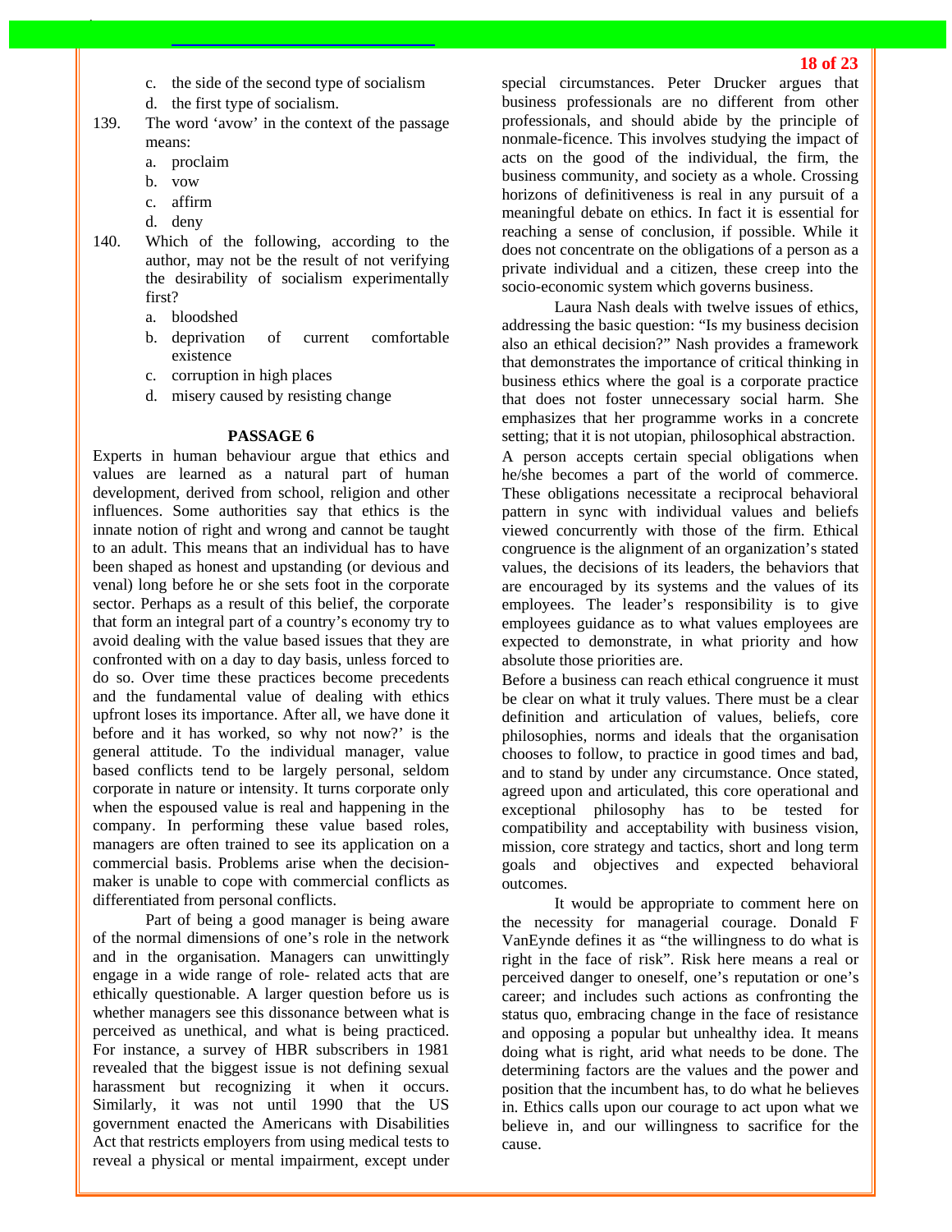c. the side of the second type of socialism

d. the first type of socialism.

139. The word 'avow' in the context of the passage means:

a. proclaim

b. vow

c. affirm

d. deny

140. Which of the following, according to the author, may not be the result of not verifying the desirability of socialism experimentally first?

a. bloodshed

b. deprivation of current comfortable existence

c. corruption in high places

d. misery caused by resisting change

**PASSAGE 6**

Experts in human behaviour argue that ethics and values are learned as a natural part of human development, derived from school, religion and other influences. Some authorities say that ethics is the innate notion of right and wrong and cannot be taught to an adult. This means that an individual has to have been shaped as honest and upstanding (or devious and venal) long before he or she sets foot in the corporate sector. Perhaps as a result of this belief, the corporate that form an integral part of a country's economy try to avoid dealing with the value based issues that they are confronted with on a day to day basis, unless forced to do so. Over time these practices become precedents and the fundamental value of dealing with ethics upfront loses its importance. After all, we have done it before and it has worked, so why not now?' is the general attitude. To the individual manager, value based conflicts tend to be largely personal, seldom corporate in nature or intensity. It turns corporate only when the espoused value is real and happening in the company. In performing these value based roles, managers are often trained to see its application on a commercial basis. Problems arise when the decision-maker is unable to cope with commercial conflicts as differentiated from personal conflicts.

Part of being a good manager is being aware of the normal dimensions of one's role in the network and in the organisation. Managers can unwittingly engage in a wide range of role- related acts that are ethically questionable. A larger question before us is whether managers see this dissonance between what is perceived as unethical, and what is being practiced. For instance, a survey of HBR subscribers in 1981 revealed that the biggest issue is not defining sexual harassment but recognizing it when it occurs. Similarly, it was not until 1990 that the US government enacted the Americans with Disabilities Act that restricts employers from using medical tests to reveal a physical or mental impairment, except under special circumstances. Peter Drucker argues that business professionals are no different from other professionals, and should abide by the principle of nonmale-ficence. This involves studying the impact of acts on the good of the individual, the firm, the business community, and society as a whole. Crossing horizons of definitiveness is real in any pursuit of a meaningful debate on ethics. In fact it is essential for reaching a sense of conclusion, if possible. While it does not concentrate on the obligations of a person as a private individual and a citizen, these creep into the socio-economic system which governs business.

Laura Nash deals with twelve issues of ethics, addressing the basic question: "Is my business decision also an ethical decision?" Nash provides a framework that demonstrates the importance of critical thinking in business ethics where the goal is a corporate practice that does not foster unnecessary social harm. She emphasizes that her programme works in a concrete setting; that it is not utopian, philosophical abstraction.

A person accepts certain special obligations when he/she becomes a part of the world of commerce. These obligations necessitate a reciprocal behavioral pattern in sync with individual values and beliefs viewed concurrently with those of the firm. Ethical congruence is the alignment of an organization's stated values, the decisions of its leaders, the behaviors that are encouraged by its systems and the values of its employees. The leader's responsibility is to give employees guidance as to what values employees are expected to demonstrate, in what priority and how absolute those priorities are.

Before a business can reach ethical congruence it must be clear on what it truly values. There must be a clear definition and articulation of values, beliefs, core philosophies, norms and ideals that the organisation chooses to follow, to practice in good times and bad, and to stand by under any circumstance. Once stated, agreed upon and articulated, this core operational and exceptional philosophy has to be tested for compatibility and acceptability with business vision, mission, core strategy and tactics, short and long term goals and objectives and expected behavioral outcomes.

It would be appropriate to comment here on the necessity for managerial courage. Donald F VanEynde defines it as "the willingness to do what is right in the face of risk". Risk here means a real or perceived danger to oneself, one's reputation or one's career; and includes such actions as confronting the status quo, embracing change in the face of resistance and opposing a popular but unhealthy idea. It means doing what is right, arid what needs to be done. The determining factors are the values and the power and position that the incumbent has, to do what he believes in. Ethics calls upon our courage to act upon what we believe in, and our willingness to sacrifice for the cause.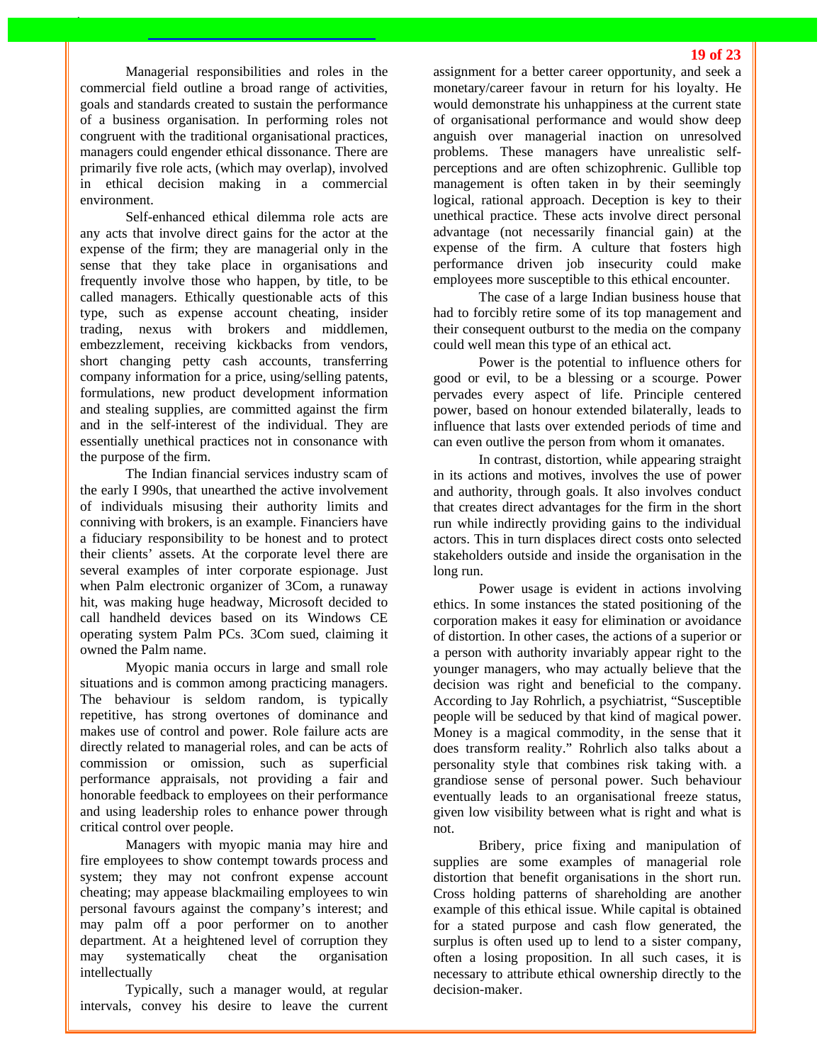Managerial responsibilities and roles in the commercial field outline a broad range of activities, goals and standards created to sustain the performance of a business organisation. In performing roles not congruent with the traditional organisational practices, managers could engender ethical dissonance. There are primarily five role acts, (which may overlap), involved in ethical decision making in a commercial environment.

Self-enhanced ethical dilemma role acts are any acts that involve direct gains for the actor at the expense of the firm; they are managerial only in the sense that they take place in organisations and frequently involve those who happen, by title, to be called managers. Ethically questionable acts of this type, such as expense account cheating, insider trading, nexus with brokers and middlemen, embezzlement, receiving kickbacks from vendors, short changing petty cash accounts, transferring company information for a price, using/selling patents, formulations, new product development information and stealing supplies, are committed against the firm and in the self-interest of the individual. They are essentially unethical practices not in consonance with the purpose of the firm.

The Indian financial services industry scam of the early I 990s, that unearthed the active involvement of individuals misusing their authority limits and conniving with brokers, is an example. Financiers have a fiduciary responsibility to be honest and to protect their clients' assets. At the corporate level there are several examples of inter corporate espionage. Just when Palm electronic organizer of 3Com, a runaway hit, was making huge headway, Microsoft decided to call handheld devices based on its Windows CE operating system Palm PCs. 3Com sued, claiming it owned the Palm name.

Myopic mania occurs in large and small role situations and is common among practicing managers. The behaviour is seldom random, is typically repetitive, has strong overtones of dominance and makes use of control and power. Role failure acts are directly related to managerial roles, and can be acts of commission or omission, such as superficial performance appraisals, not providing a fair and honorable feedback to employees on their performance and using leadership roles to enhance power through critical control over people.

Managers with myopic mania may hire and fire employees to show contempt towards process and system; they may not confront expense account cheating; may appease blackmailing employees to win personal favours against the company's interest; and may palm off a poor performer on to another department. At a heightened level of corruption they may systematically cheat the organisation intellectually

Typically, such a manager would, at regular intervals, convey his desire to leave the current assignment for a better career opportunity, and seek a monetary/career favour in return for his loyalty. He would demonstrate his unhappiness at the current state of organisational performance and would show deep anguish over managerial inaction on unresolved problems. These managers have unrealistic self-perceptions and are often schizophrenic. Gullible top management is often taken in by their seemingly logical, rational approach. Deception is key to their unethical practice. These acts involve direct personal advantage (not necessarily financial gain) at the expense of the firm. A culture that fosters high performance driven job insecurity could make employees more susceptible to this ethical encounter.

The case of a large Indian business house that had to forcibly retire some of its top management and their consequent outburst to the media on the company could well mean this type of an ethical act.

Power is the potential to influence others for good or evil, to be a blessing or a scourge. Power pervades every aspect of life. Principle centered power, based on honour extended bilaterally, leads to influence that lasts over extended periods of time and can even outlive the person from whom it omanates.

In contrast, distortion, while appearing straight in its actions and motives, involves the use of power and authority, through goals. It also involves conduct that creates direct advantages for the firm in the short run while indirectly providing gains to the individual actors. This in turn displaces direct costs onto selected stakeholders outside and inside the organisation in the long run.

Power usage is evident in actions involving ethics. In some instances the stated positioning of the corporation makes it easy for elimination or avoidance of distortion. In other cases, the actions of a superior or a person with authority invariably appear right to the younger managers, who may actually believe that the decision was right and beneficial to the company. According to Jay Rohrlich, a psychiatrist, "Susceptible people will be seduced by that kind of magical power. Money is a magical commodity, in the sense that it does transform reality." Rohrlich also talks about a personality style that combines risk taking with. a grandiose sense of personal power. Such behaviour eventually leads to an organisational freeze status, given low visibility between what is right and what is not.

Bribery, price fixing and manipulation of supplies are some examples of managerial role distortion that benefit organisations in the short run. Cross holding patterns of shareholding are another example of this ethical issue. While capital is obtained for a stated purpose and cash flow generated, the surplus is often used up to lend to a sister company, often a losing proposition. In all such cases, it is necessary to attribute ethical ownership directly to the decision-maker.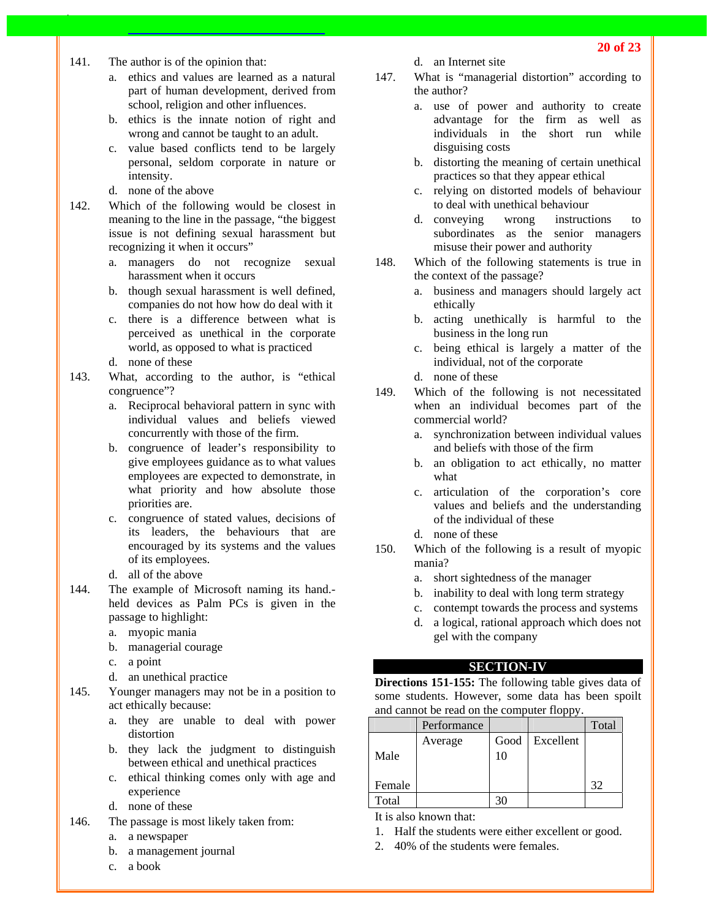141. The author is of the opinion that:
    a. ethics and values are learned as a natural part of human development, derived from school, religion and other influences.
    b. ethics is the innate notion of right and wrong and cannot be taught to an adult.
    c. value based conflicts tend to be largely personal, seldom corporate in nature or intensity.
    d. none of the above

142. Which of the following would be closest in meaning to the line in the passage, "the biggest issue is not defining sexual harassment but recognizing it when it occurs"
    a. managers do not recognize sexual harassment when it occurs
    b. though sexual harassment is well defined, companies do not how how do deal with it
    c. there is a difference between what is perceived as unethical in the corporate world, as opposed to what is practiced
    d. none of these

143. What, according to the author, is "ethical congruence"?
    a. Reciprocal behavioral pattern in sync with individual values and beliefs viewed concurrently with those of the firm.
    b. congruence of leader's responsibility to give employees guidance as to what values employees are expected to demonstrate, in what priority and how absolute those priorities are.
    c. congruence of stated values, decisions of its leaders, the behaviours that are encouraged by its systems and the values of its employees.
    d. all of the above

144. The example of Microsoft naming its hand.-held devices as Palm PCs is given in the passage to highlight:
    a. myopic mania
    b. managerial courage
    c. a point
    d. an unethical practice

145. Younger managers may not be in a position to act ethically because:
    a. they are unable to deal with power distortion
    b. they lack the judgment to distinguish between ethical and unethical practices
    c. ethical thinking comes only with age and experience
    d. none of these

146. The passage is most likely taken from:
    a. a newspaper
    b. a management journal
    c. a book
    d. an Internet site

147. What is "managerial distortion" according to the author?
    a. use of power and authority to create advantage for the firm as well as individuals in the short run while disguising costs
    b. distorting the meaning of certain unethical practices so that they appear ethical
    c. relying on distorted models of behaviour to deal with unethical behaviour
    d. conveying wrong instructions to subordinates as the senior managers misuse their power and authority

148. Which of the following statements is true in the context of the passage?
    a. business and managers should largely act ethically
    b. acting unethically is harmful to the business in the long run
    c. being ethical is largely a matter of the individual, not of the corporate
    d. none of these

149. Which of the following is not necessitated when an individual becomes part of the commercial world?
    a. synchronization between individual values and beliefs with those of the firm
    b. an obligation to act ethically, no matter what
    c. articulation of the corporation's core values and beliefs and the understanding of the individual of these
    d. none of these

150. Which of the following is a result of myopic mania?
    a. short sightedness of the manager
    b. inability to deal with long term strategy
    c. contempt towards the process and systems
    d. a logical, rational approach which does not gel with the company

## SECTION-IV

**Directions 151-155:** The following table gives data of some students. However, some data has been spoilt and cannot be read on the computer floppy.

| | Performance | | | Total |
|---|---|---|---|---|
| | Average | Good | Excellent | |
| Male | | 10 | | |
| Female | | | | 32 |
| Total | | 30 | | |

It is also known that:

1. Half the students were either excellent or good.
2. 40% of the students were females.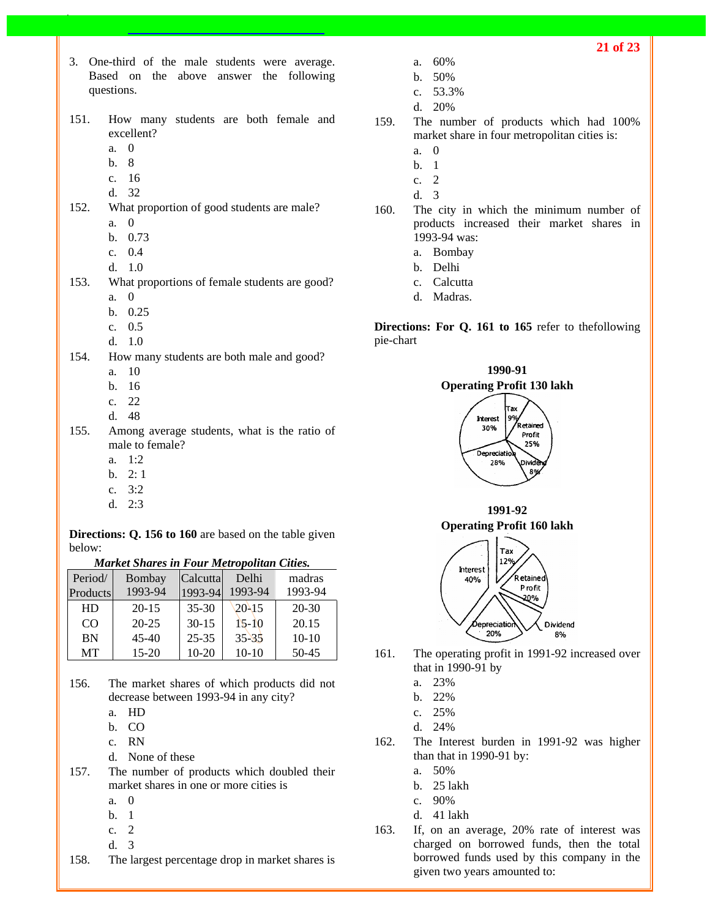3. One-third of the male students were average. Based on the above answer the following questions.

151. How many students are both female and excellent?
   a. 0
   b. 8
   c. 16
   d. 32

152. What proportion of good students are male?
   a. 0
   b. 0.73
   c. 0.4
   d. 1.0

153. What proportions of female students are good?
   a. 0
   b. 0.25
   c. 0.5
   d. 1.0

154. How many students are both male and good?
   a. 10
   b. 16
   c. 22
   d. 48

155. Among average students, what is the ratio of male to female?
   a. 1:2
   b. 2: 1
   c. 3:2
   d. 2:3

**Directions: Q. 156 to 160** are based on the table given below:

***Market Shares in Four Metropolitan Cities.***

| Period/ Products | Bombay 1993-94 | Calcutta 1993-94 | Delhi 1993-94 | madras 1993-94 |
|---|---|---|---|---|
| HD | 20-15 | 35-30 | 20-15 | 20-30 |
| CO | 20-25 | 30-15 | 15-10 | 20.15 |
| BN | 45-40 | 25-35 | 35-35 | 10-10 |
| MT | 15-20 | 10-20 | 10-10 | 50-45 |

156. The market shares of which products did not decrease between 1993-94 in any city?
   a. HD
   b. CO
   c. RN
   d. None of these

157. The number of products which doubled their market shares in one or more cities is
   a. 0
   b. 1
   c. 2
   d. 3

158. The largest percentage drop in market shares is
   a. 60%
   b. 50%
   c. 53.3%
   d. 20%

159. The number of products which had 100% market share in four metropolitan cities is:
   a. 0
   b. 1
   c. 2
   d. 3

160. The city in which the minimum number of products increased their market shares in 1993-94 was:
   a. Bombay
   b. Delhi
   c. Calcutta
   d. Madras.

**Directions: For Q. 161 to 165** refer to thefollowing pie-chart

**1990-91**
**Operating Profit 130 lakh**

Interest 30%, Tax 9%, Retained Profit 25%, Dividend 8%, Depreciation 28%

**1991-92**
**Operating Profit 160 lakh**

Interest 40%, Tax 12%, Retained Profit 20%, Dividend 8%, Depreciation 20%

161. The operating profit in 1991-92 increased over that in 1990-91 by
   a. 23%
   b. 22%
   c. 25%
   d. 24%

162. The Interest burden in 1991-92 was higher than that in 1990-91 by:
   a. 50%
   b. 25 lakh
   c. 90%
   d. 41 lakh

163. If, on an average, 20% rate of interest was charged on borrowed funds, then the total borrowed funds used by this company in the given two years amounted to: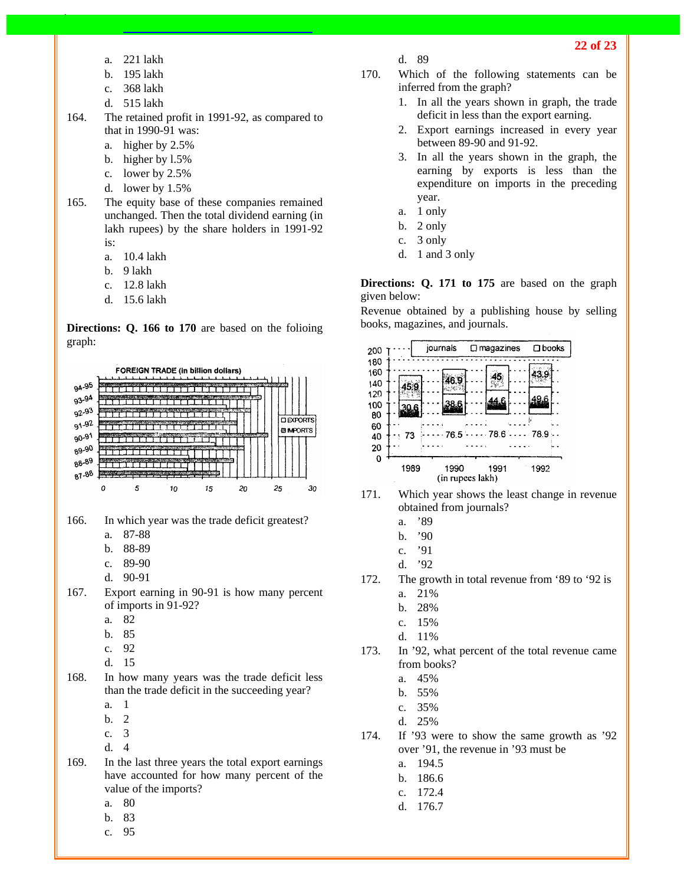a. 221 lakh
b. 195 lakh
c. 368 lakh
d. 515 lakh

164. The retained profit in 1991-92, as compared to that in 1990-91 was:
a. higher by 2.5%
b. higher by l.5%
c. lower by 2.5%
d. lower by 1.5%

165. The equity base of these companies remained unchanged. Then the total dividend earning (in lakh rupees) by the share holders in 1991-92 is:
a. 10.4 lakh
b. 9 lakh
c. 12.8 lakh
d. 15.6 lakh

**Directions: Q. 166 to 170** are based on the folioing graph:

FOREIGN TRADE (in billion dollars)

166. In which year was the trade deficit greatest?
a. 87-88
b. 88-89
c. 89-90
d. 90-91

167. Export earning in 90-91 is how many percent of imports in 91-92?
a. 82
b. 85
c. 92
d. 15

168. In how many years was the trade deficit less than the trade deficit in the succeeding year?
a. 1
b. 2
c. 3
d. 4

169. In the last three years the total export earnings have accounted for how many percent of the value of the imports?
a. 80
b. 83
c. 95
d. 89

170. Which of the following statements can be inferred from the graph?
1. In all the years shown in graph, the trade deficit in less than the export earning.
2. Export earnings increased in every year between 89-90 and 91-92.
3. In all the years shown in the graph, the earning by exports is less than the expenditure on imports in the preceding year.

a. 1 only
b. 2 only
c. 3 only
d. 1 and 3 only

**Directions: Q. 171 to 175** are based on the graph given below:

Revenue obtained by a publishing house by selling books, magazines, and journals.

(in rupees lakh)

171. Which year shows the least change in revenue obtained from journals?
a. '89
b. '90
c. '91
d. '92

172. The growth in total revenue from '89 to '92 is
a. 21%
b. 28%
c. 15%
d. 11%

173. In '92, what percent of the total revenue came from books?
a. 45%
b. 55%
c. 35%
d. 25%

174. If '93 were to show the same growth as '92 over '91, the revenue in '93 must be
a. 194.5
b. 186.6
c. 172.4
d. 176.7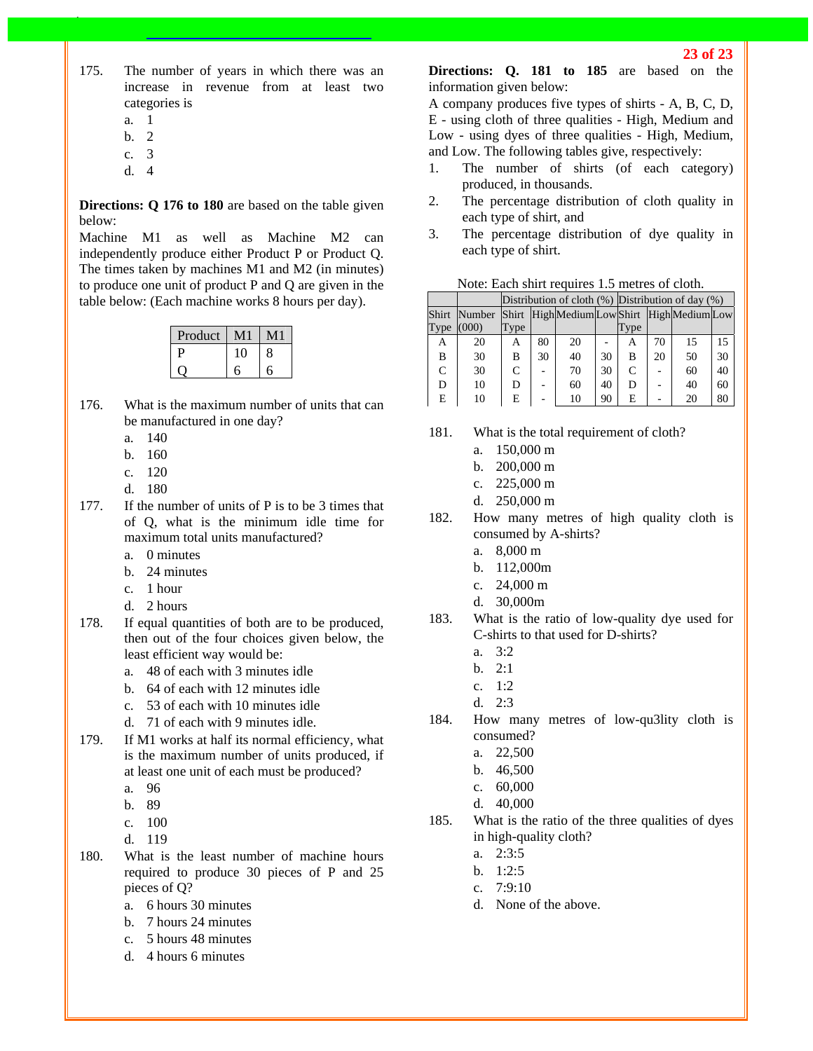175. The number of years in which there was an increase in revenue from at least two categories is
   a. 1
   b. 2
   c. 3
   d. 4

**Directions: Q 176 to 180** are based on the table given below:

Machine M1 as well as Machine M2 can independently produce either Product P or Product Q. The times taken by machines M1 and M2 (in minutes) to produce one unit of product P and Q are given in the table below: (Each machine works 8 hours per day).

| Product | M1 | M1 |
|---|---|---|
| P | 10 | 8 |
| Q | 6 | 6 |

176. What is the maximum number of units that can be manufactured in one day?
   a. 140
   b. 160
   c. 120
   d. 180

177. If the number of units of P is to be 3 times that of Q, what is the minimum idle time for maximum total units manufactured?
   a. 0 minutes
   b. 24 minutes
   c. 1 hour
   d. 2 hours

178. If equal quantities of both are to be produced, then out of the four choices given below, the least efficient way would be:
   a. 48 of each with 3 minutes idle
   b. 64 of each with 12 minutes idle
   c. 53 of each with 10 minutes idle
   d. 71 of each with 9 minutes idle.

179. If M1 works at half its normal efficiency, what is the maximum number of units produced, if at least one unit of each must be produced?
   a. 96
   b. 89
   c. 100
   d. 119

180. What is the least number of machine hours required to produce 30 pieces of P and 25 pieces of Q?
   a. 6 hours 30 minutes
   b. 7 hours 24 minutes
   c. 5 hours 48 minutes
   d. 4 hours 6 minutes

**Directions: Q. 181 to 185** are based on the information given below:

A company produces five types of shirts - A, B, C, D, E - using cloth of three qualities - High, Medium and Low - using dyes of three qualities - High, Medium, and Low. The following tables give, respectively:

1. The number of shirts (of each category) produced, in thousands.
2. The percentage distribution of cloth quality in each type of shirt, and
3. The percentage distribution of dye quality in each type of shirt.

Note: Each shirt requires 1.5 metres of cloth.

| | | Distribution of cloth (%) | | | | Distribution of day (%) | | | |
|---|---|---|---|---|---|---|---|---|---|
| Shirt Type | Number (000) | Shirt Type | High | Medium | Low | Shirt Type | High | Medium | Low |
| A | 20 | A | 80 | 20 | - | A | 70 | 15 | 15 |
| B | 30 | B | 30 | 40 | 30 | B | 20 | 50 | 30 |
| C | 30 | C | - | 70 | 30 | C | - | 60 | 40 |
| D | 10 | D | - | 60 | 40 | D | - | 40 | 60 |
| E | 10 | E | - | 10 | 90 | E | - | 20 | 80 |

181. What is the total requirement of cloth?
   a. 150,000 m
   b. 200,000 m
   c. 225,000 m
   d. 250,000 m

182. How many metres of high quality cloth is consumed by A-shirts?
   a. 8,000 m
   b. 112,000m
   c. 24,000 m
   d. 30,000m

183. What is the ratio of low-quality dye used for C-shirts to that used for D-shirts?
   a. 3:2
   b. 2:1
   c. 1:2
   d. 2:3

184. How many metres of low-qu3lity cloth is consumed?
   a. 22,500
   b. 46,500
   c. 60,000
   d. 40,000

185. What is the ratio of the three qualities of dyes in high-quality cloth?
   a. 2:3:5
   b. 1:2:5
   c. 7:9:10
   d. None of the above.